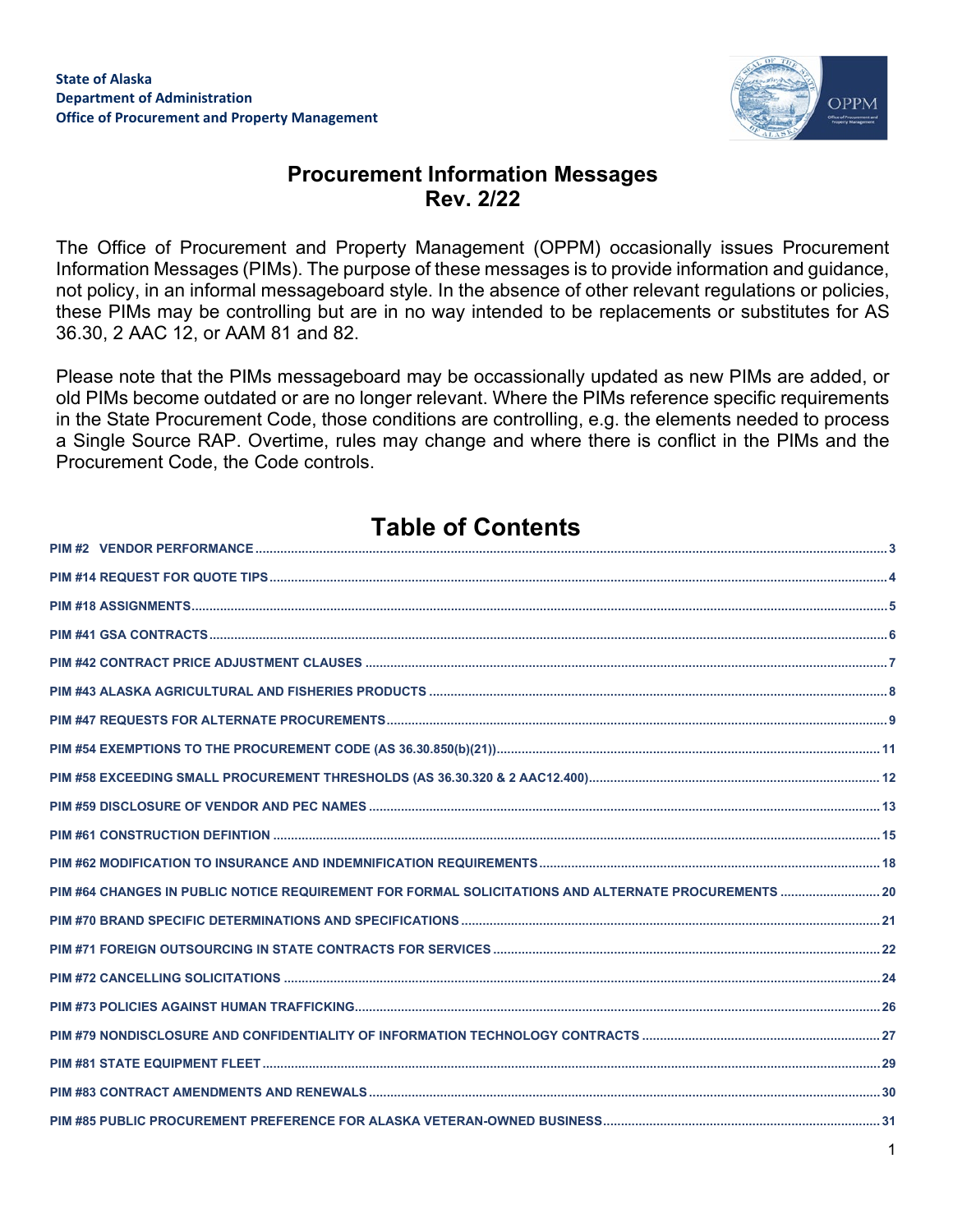State of Alaska
Department of Administration
Office of Procurement and Property Management

# Procurement Information Messages
## Rev. 2/22

The Office of Procurement and Property Management (OPPM) occasionally issues Procurement Information Messages (PIMs). The purpose of these messages is to provide information and guidance, not policy, in an informal messageboard style. In the absence of other relevant regulations or policies, these PIMs may be controlling but are in no way intended to be replacements or substitutes for AS 36.30, 2 AAC 12, or AAM 81 and 82.

Please note that the PIMs messageboard may be occassionally updated as new PIMs are added, or old PIMs become outdated or are no longer relevant. Where the PIMs reference specific requirements in the State Procurement Code, those conditions are controlling, e.g. the elements needed to process a Single Source RAP. Overtime, rules may change and where there is conflict in the PIMs and the Procurement Code, the Code controls.

## Table of Contents

- PIM #2 VENDOR PERFORMANCE ..... 3
- PIM #14 REQUEST FOR QUOTE TIPS ..... 4
- PIM #18 ASSIGNMENTS ..... 5
- PIM #41 GSA CONTRACTS ..... 6
- PIM #42 CONTRACT PRICE ADJUSTMENT CLAUSES ..... 7
- PIM #43 ALASKA AGRICULTURAL AND FISHERIES PRODUCTS ..... 8
- PIM #47 REQUESTS FOR ALTERNATE PROCUREMENTS ..... 9
- PIM #54 EXEMPTIONS TO THE PROCUREMENT CODE (AS 36.30.850(b)(21)) ..... 11
- PIM #58 EXCEEDING SMALL PROCUREMENT THRESHOLDS (AS 36.30.320 & 2 AAC12.400) ..... 12
- PIM #59 DISCLOSURE OF VENDOR AND PEC NAMES ..... 13
- PIM #61 CONSTRUCTION DEFINTION ..... 15
- PIM #62 MODIFICATION TO INSURANCE AND INDEMNIFICATION REQUIREMENTS ..... 18
- PIM #64 CHANGES IN PUBLIC NOTICE REQUIREMENT FOR FORMAL SOLICITATIONS AND ALTERNATE PROCUREMENTS ..... 20
- PIM #70 BRAND SPECIFIC DETERMINATIONS AND SPECIFICATIONS ..... 21
- PIM #71 FOREIGN OUTSOURCING IN STATE CONTRACTS FOR SERVICES ..... 22
- PIM #72 CANCELLING SOLICITATIONS ..... 24
- PIM #73 POLICIES AGAINST HUMAN TRAFFICKING ..... 26
- PIM #79 NONDISCLOSURE AND CONFIDENTIALITY OF INFORMATION TECHNOLOGY CONTRACTS ..... 27
- PIM #81 STATE EQUIPMENT FLEET ..... 29
- PIM #83 CONTRACT AMENDMENTS AND RENEWALS ..... 30
- PIM #85 PUBLIC PROCUREMENT PREFERENCE FOR ALASKA VETERAN-OWNED BUSINESS ..... 31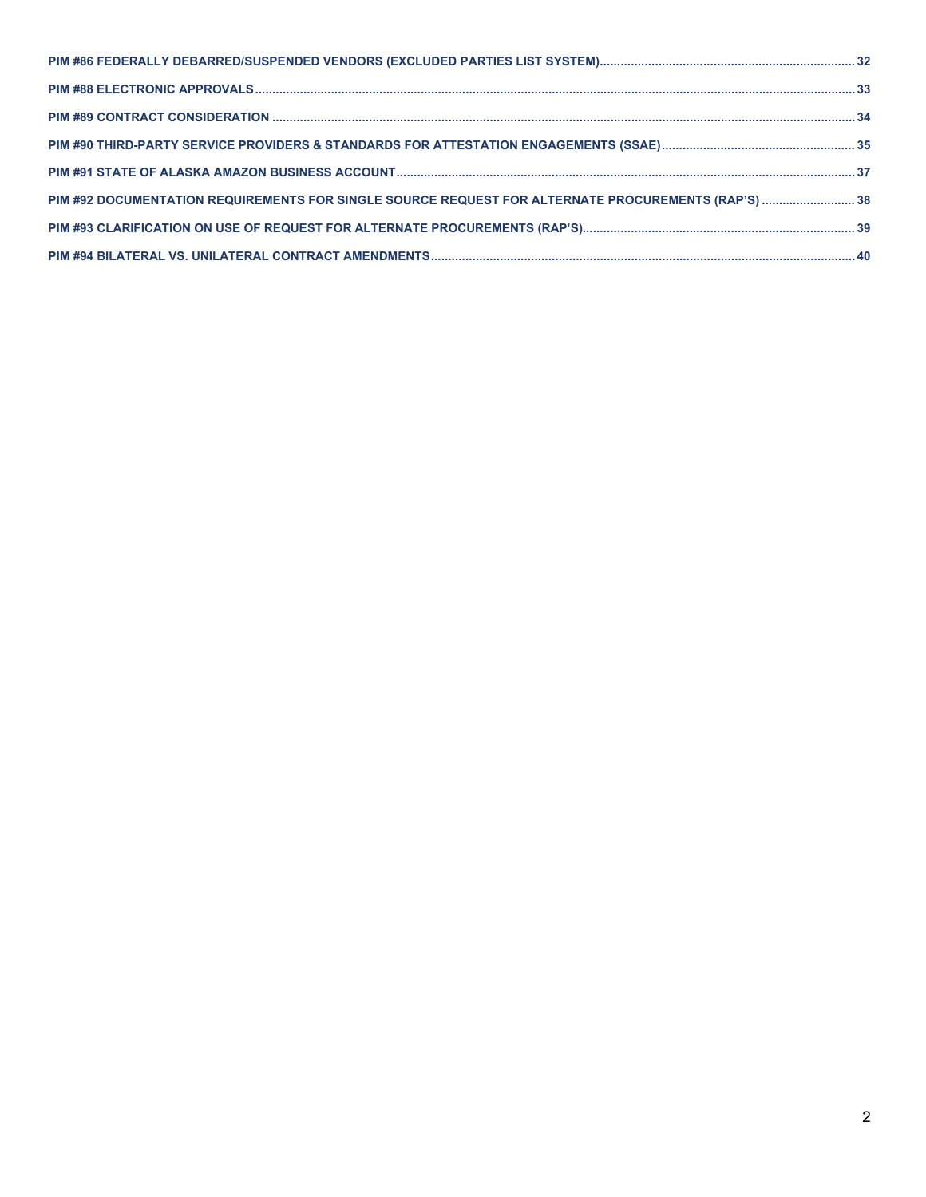PIM #86 FEDERALLY DEBARRED/SUSPENDED VENDORS (EXCLUDED PARTIES LIST SYSTEM) ........ 32

PIM #88 ELECTRONIC APPROVALS ........ 33

PIM #89 CONTRACT CONSIDERATION ........ 34

PIM #90 THIRD-PARTY SERVICE PROVIDERS & STANDARDS FOR ATTESTATION ENGAGEMENTS (SSAE) ........ 35

PIM #91 STATE OF ALASKA AMAZON BUSINESS ACCOUNT ........ 37

PIM #92 DOCUMENTATION REQUIREMENTS FOR SINGLE SOURCE REQUEST FOR ALTERNATE PROCUREMENTS (RAP'S) ........ 38

PIM #93 CLARIFICATION ON USE OF REQUEST FOR ALTERNATE PROCUREMENTS (RAP'S) ........ 39

PIM #94 BILATERAL VS. UNILATERAL CONTRACT AMENDMENTS ........ 40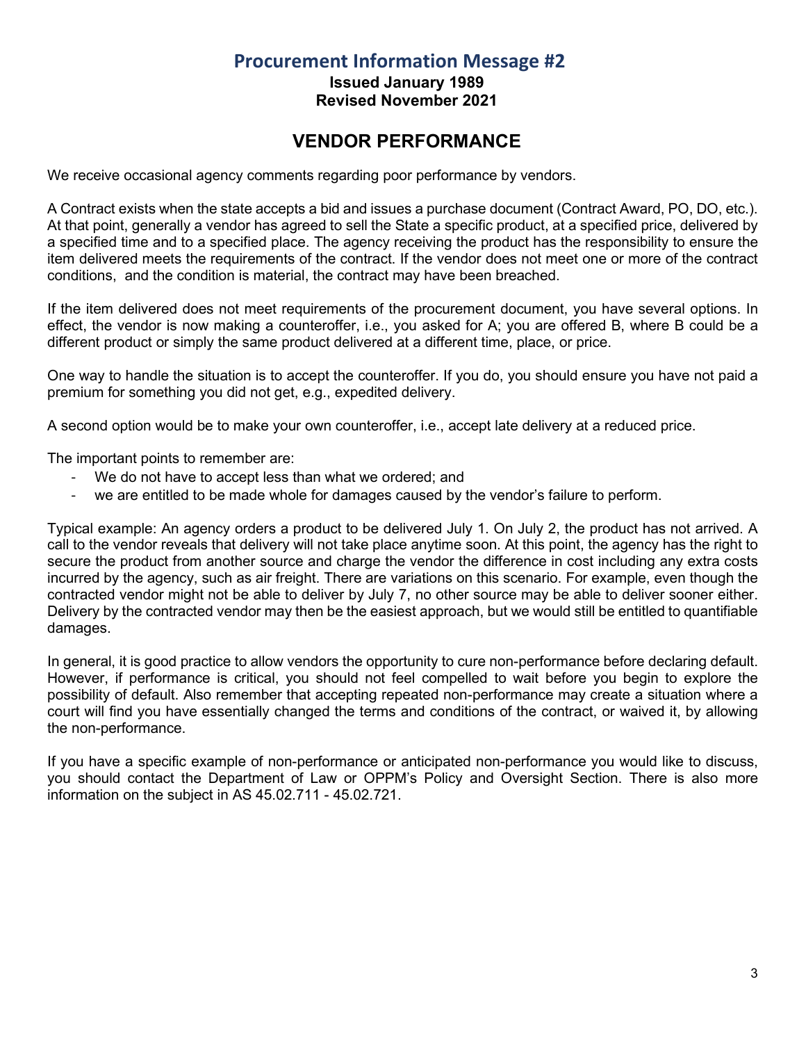# Procurement Information Message #2

**Issued January 1989**
**Revised November 2021**

## VENDOR PERFORMANCE

We receive occasional agency comments regarding poor performance by vendors.

A Contract exists when the state accepts a bid and issues a purchase document (Contract Award, PO, DO, etc.). At that point, generally a vendor has agreed to sell the State a specific product, at a specified price, delivered by a specified time and to a specified place. The agency receiving the product has the responsibility to ensure the item delivered meets the requirements of the contract. If the vendor does not meet one or more of the contract conditions, and the condition is material, the contract may have been breached.

If the item delivered does not meet requirements of the procurement document, you have several options. In effect, the vendor is now making a counteroffer, i.e., you asked for A; you are offered B, where B could be a different product or simply the same product delivered at a different time, place, or price.

One way to handle the situation is to accept the counteroffer. If you do, you should ensure you have not paid a premium for something you did not get, e.g., expedited delivery.

A second option would be to make your own counteroffer, i.e., accept late delivery at a reduced price.

The important points to remember are:

- We do not have to accept less than what we ordered; and
- we are entitled to be made whole for damages caused by the vendor's failure to perform.

Typical example: An agency orders a product to be delivered July 1. On July 2, the product has not arrived. A call to the vendor reveals that delivery will not take place anytime soon. At this point, the agency has the right to secure the product from another source and charge the vendor the difference in cost including any extra costs incurred by the agency, such as air freight. There are variations on this scenario. For example, even though the contracted vendor might not be able to deliver by July 7, no other source may be able to deliver sooner either. Delivery by the contracted vendor may then be the easiest approach, but we would still be entitled to quantifiable damages.

In general, it is good practice to allow vendors the opportunity to cure non-performance before declaring default. However, if performance is critical, you should not feel compelled to wait before you begin to explore the possibility of default. Also remember that accepting repeated non-performance may create a situation where a court will find you have essentially changed the terms and conditions of the contract, or waived it, by allowing the non-performance.

If you have a specific example of non-performance or anticipated non-performance you would like to discuss, you should contact the Department of Law or OPPM's Policy and Oversight Section. There is also more information on the subject in AS 45.02.711 - 45.02.721.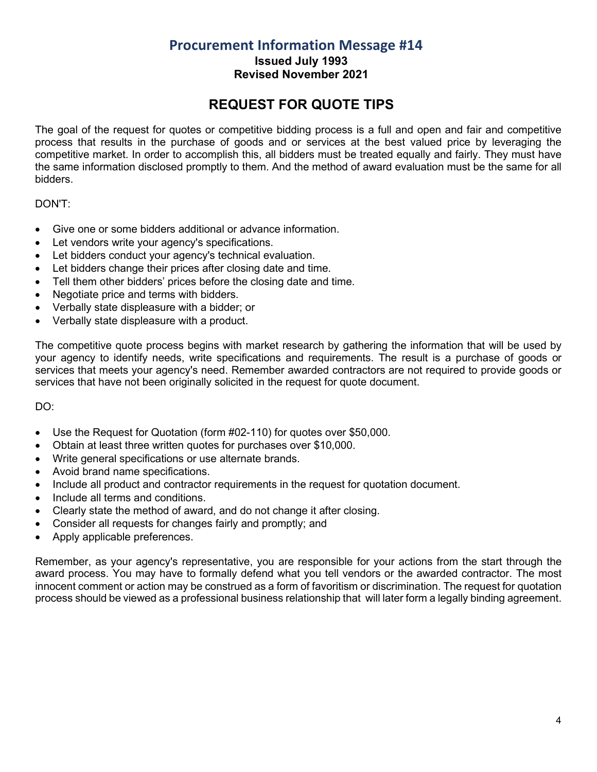## Procurement Information Message #14

**Issued July 1993**
**Revised November 2021**

# REQUEST FOR QUOTE TIPS

The goal of the request for quotes or competitive bidding process is a full and open and fair and competitive process that results in the purchase of goods and or services at the best valued price by leveraging the competitive market. In order to accomplish this, all bidders must be treated equally and fairly. They must have the same information disclosed promptly to them. And the method of award evaluation must be the same for all bidders.

DON'T:

- Give one or some bidders additional or advance information.
- Let vendors write your agency's specifications.
- Let bidders conduct your agency's technical evaluation.
- Let bidders change their prices after closing date and time.
- Tell them other bidders' prices before the closing date and time.
- Negotiate price and terms with bidders.
- Verbally state displeasure with a bidder; or
- Verbally state displeasure with a product.

The competitive quote process begins with market research by gathering the information that will be used by your agency to identify needs, write specifications and requirements. The result is a purchase of goods or services that meets your agency's need. Remember awarded contractors are not required to provide goods or services that have not been originally solicited in the request for quote document.

DO:

- Use the Request for Quotation (form #02-110) for quotes over $50,000.
- Obtain at least three written quotes for purchases over $10,000.
- Write general specifications or use alternate brands.
- Avoid brand name specifications.
- Include all product and contractor requirements in the request for quotation document.
- Include all terms and conditions.
- Clearly state the method of award, and do not change it after closing.
- Consider all requests for changes fairly and promptly; and
- Apply applicable preferences.

Remember, as your agency's representative, you are responsible for your actions from the start through the award process. You may have to formally defend what you tell vendors or the awarded contractor. The most innocent comment or action may be construed as a form of favoritism or discrimination. The request for quotation process should be viewed as a professional business relationship that will later form a legally binding agreement.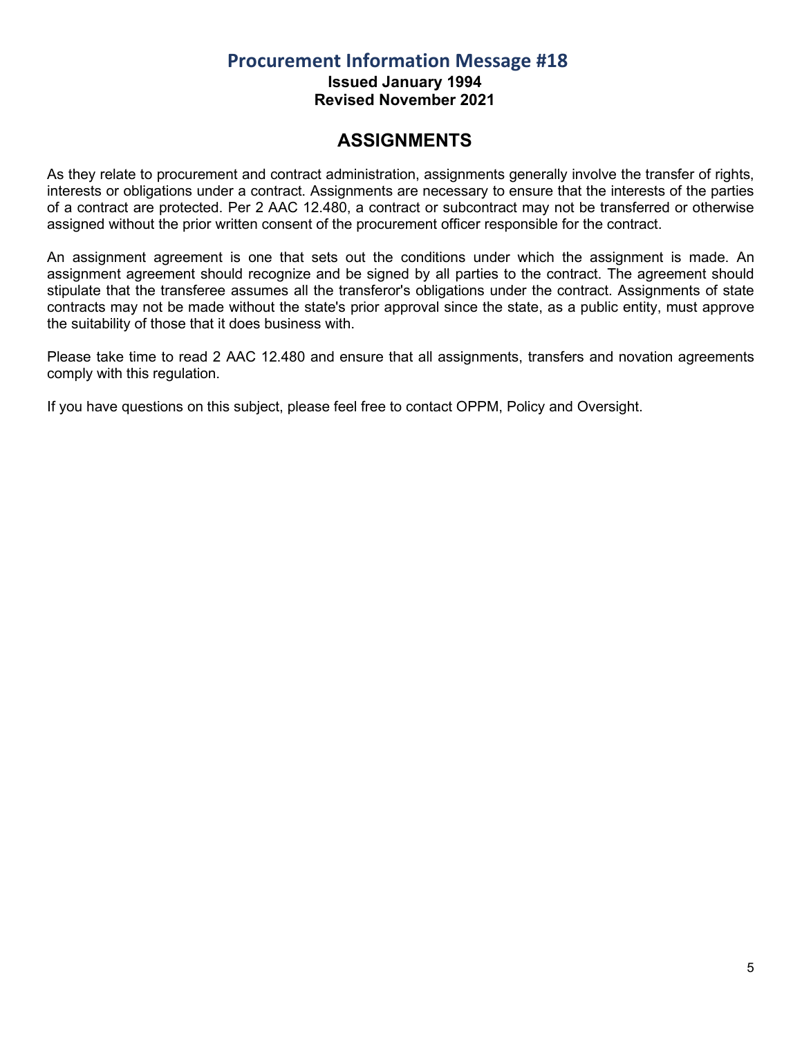# Procurement Information Message #18

**Issued January 1994**
**Revised November 2021**

## ASSIGNMENTS

As they relate to procurement and contract administration, assignments generally involve the transfer of rights, interests or obligations under a contract. Assignments are necessary to ensure that the interests of the parties of a contract are protected. Per 2 AAC 12.480, a contract or subcontract may not be transferred or otherwise assigned without the prior written consent of the procurement officer responsible for the contract.

An assignment agreement is one that sets out the conditions under which the assignment is made. An assignment agreement should recognize and be signed by all parties to the contract. The agreement should stipulate that the transferee assumes all the transferor's obligations under the contract. Assignments of state contracts may not be made without the state's prior approval since the state, as a public entity, must approve the suitability of those that it does business with.

Please take time to read 2 AAC 12.480 and ensure that all assignments, transfers and novation agreements comply with this regulation.

If you have questions on this subject, please feel free to contact OPPM, Policy and Oversight.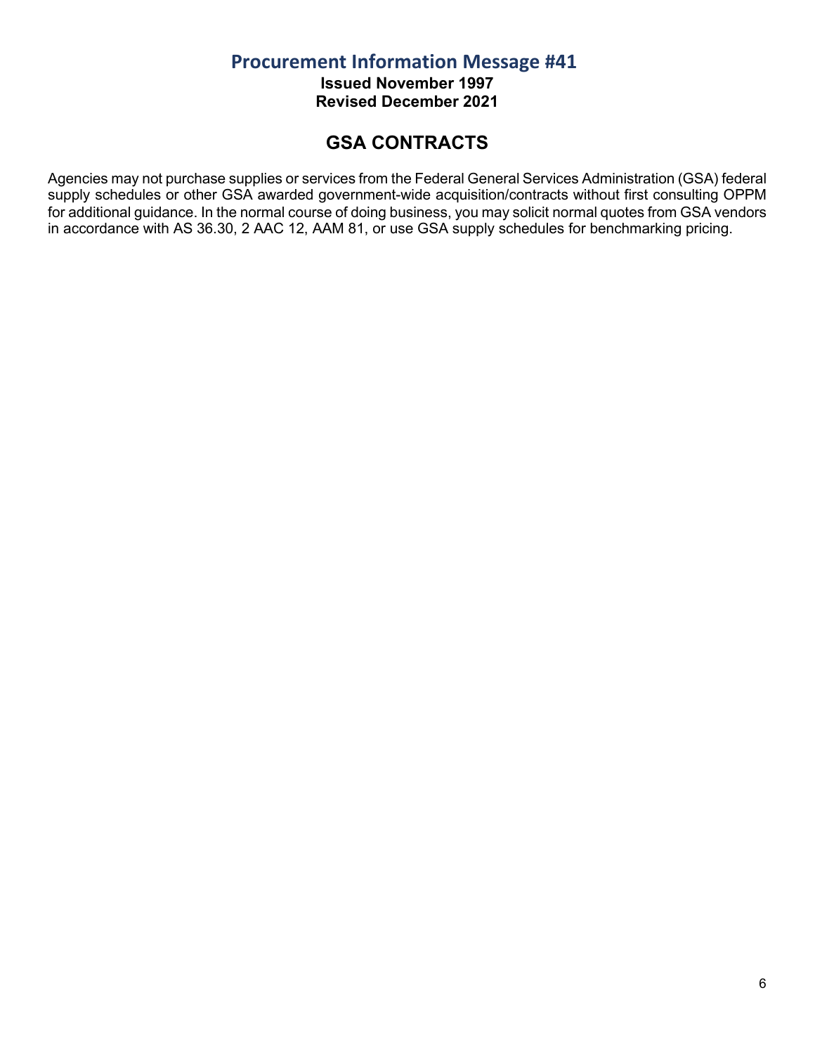# Procurement Information Message #41

**Issued November 1997**
**Revised December 2021**

## GSA CONTRACTS

Agencies may not purchase supplies or services from the Federal General Services Administration (GSA) federal supply schedules or other GSA awarded government-wide acquisition/contracts without first consulting OPPM for additional guidance. In the normal course of doing business, you may solicit normal quotes from GSA vendors in accordance with AS 36.30, 2 AAC 12, AAM 81, or use GSA supply schedules for benchmarking pricing.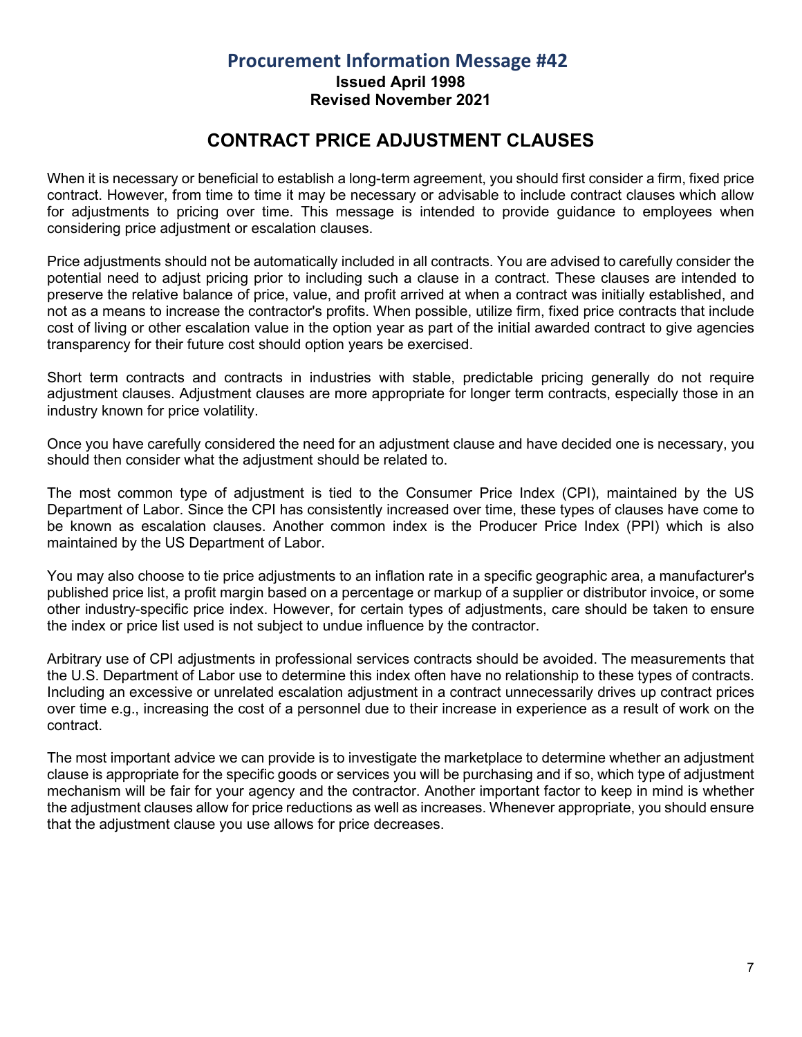# Procurement Information Message #42

**Issued April 1998**
**Revised November 2021**

## CONTRACT PRICE ADJUSTMENT CLAUSES

When it is necessary or beneficial to establish a long-term agreement, you should first consider a firm, fixed price contract. However, from time to time it may be necessary or advisable to include contract clauses which allow for adjustments to pricing over time. This message is intended to provide guidance to employees when considering price adjustment or escalation clauses.

Price adjustments should not be automatically included in all contracts. You are advised to carefully consider the potential need to adjust pricing prior to including such a clause in a contract. These clauses are intended to preserve the relative balance of price, value, and profit arrived at when a contract was initially established, and not as a means to increase the contractor's profits. When possible, utilize firm, fixed price contracts that include cost of living or other escalation value in the option year as part of the initial awarded contract to give agencies transparency for their future cost should option years be exercised.

Short term contracts and contracts in industries with stable, predictable pricing generally do not require adjustment clauses. Adjustment clauses are more appropriate for longer term contracts, especially those in an industry known for price volatility.

Once you have carefully considered the need for an adjustment clause and have decided one is necessary, you should then consider what the adjustment should be related to.

The most common type of adjustment is tied to the Consumer Price Index (CPI), maintained by the US Department of Labor. Since the CPI has consistently increased over time, these types of clauses have come to be known as escalation clauses. Another common index is the Producer Price Index (PPI) which is also maintained by the US Department of Labor.

You may also choose to tie price adjustments to an inflation rate in a specific geographic area, a manufacturer's published price list, a profit margin based on a percentage or markup of a supplier or distributor invoice, or some other industry-specific price index. However, for certain types of adjustments, care should be taken to ensure the index or price list used is not subject to undue influence by the contractor.

Arbitrary use of CPI adjustments in professional services contracts should be avoided. The measurements that the U.S. Department of Labor use to determine this index often have no relationship to these types of contracts. Including an excessive or unrelated escalation adjustment in a contract unnecessarily drives up contract prices over time e.g., increasing the cost of a personnel due to their increase in experience as a result of work on the contract.

The most important advice we can provide is to investigate the marketplace to determine whether an adjustment clause is appropriate for the specific goods or services you will be purchasing and if so, which type of adjustment mechanism will be fair for your agency and the contractor. Another important factor to keep in mind is whether the adjustment clauses allow for price reductions as well as increases. Whenever appropriate, you should ensure that the adjustment clause you use allows for price decreases.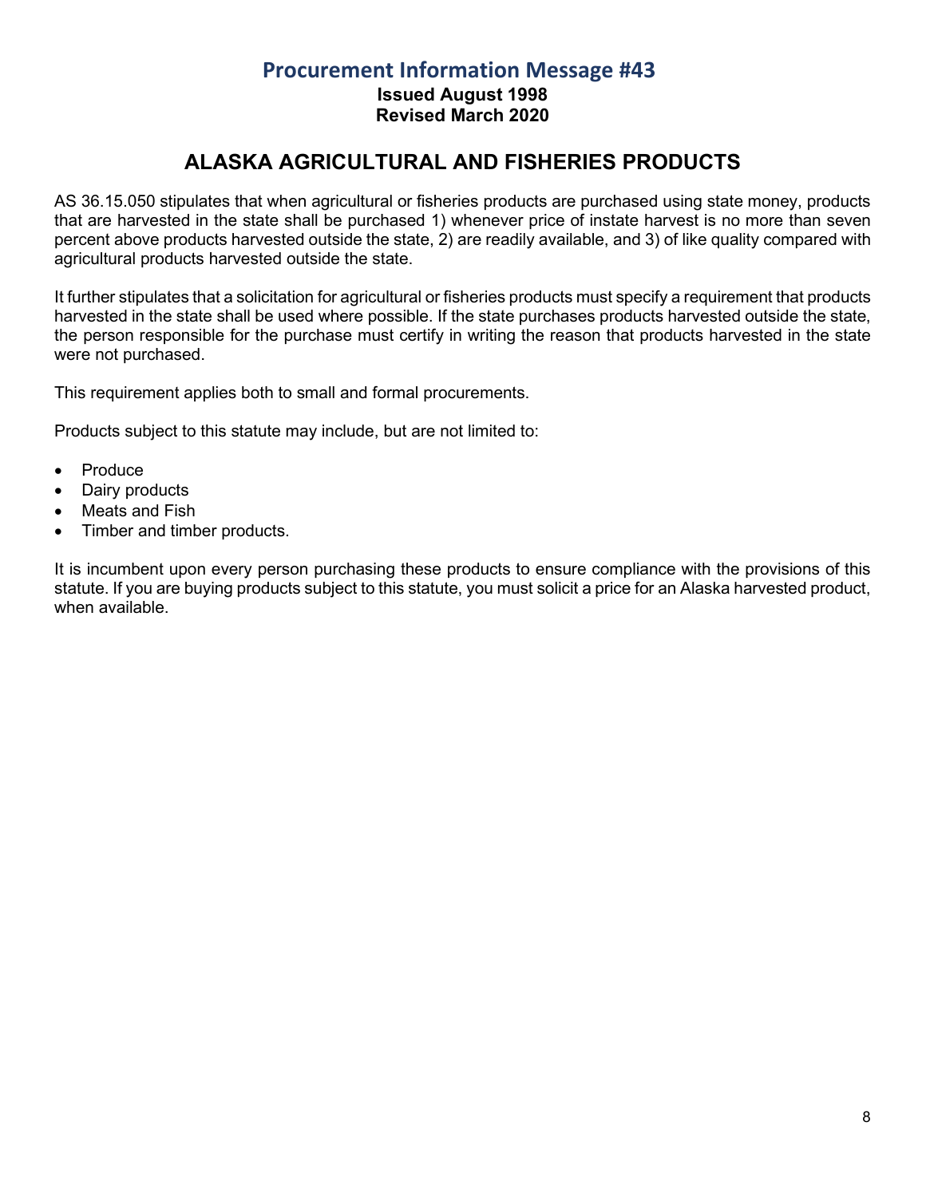# Procurement Information Message #43

**Issued August 1998**
**Revised March 2020**

## ALASKA AGRICULTURAL AND FISHERIES PRODUCTS

AS 36.15.050 stipulates that when agricultural or fisheries products are purchased using state money, products that are harvested in the state shall be purchased 1) whenever price of instate harvest is no more than seven percent above products harvested outside the state, 2) are readily available, and 3) of like quality compared with agricultural products harvested outside the state.

It further stipulates that a solicitation for agricultural or fisheries products must specify a requirement that products harvested in the state shall be used where possible. If the state purchases products harvested outside the state, the person responsible for the purchase must certify in writing the reason that products harvested in the state were not purchased.

This requirement applies both to small and formal procurements.

Products subject to this statute may include, but are not limited to:

- Produce
- Dairy products
- Meats and Fish
- Timber and timber products.

It is incumbent upon every person purchasing these products to ensure compliance with the provisions of this statute. If you are buying products subject to this statute, you must solicit a price for an Alaska harvested product, when available.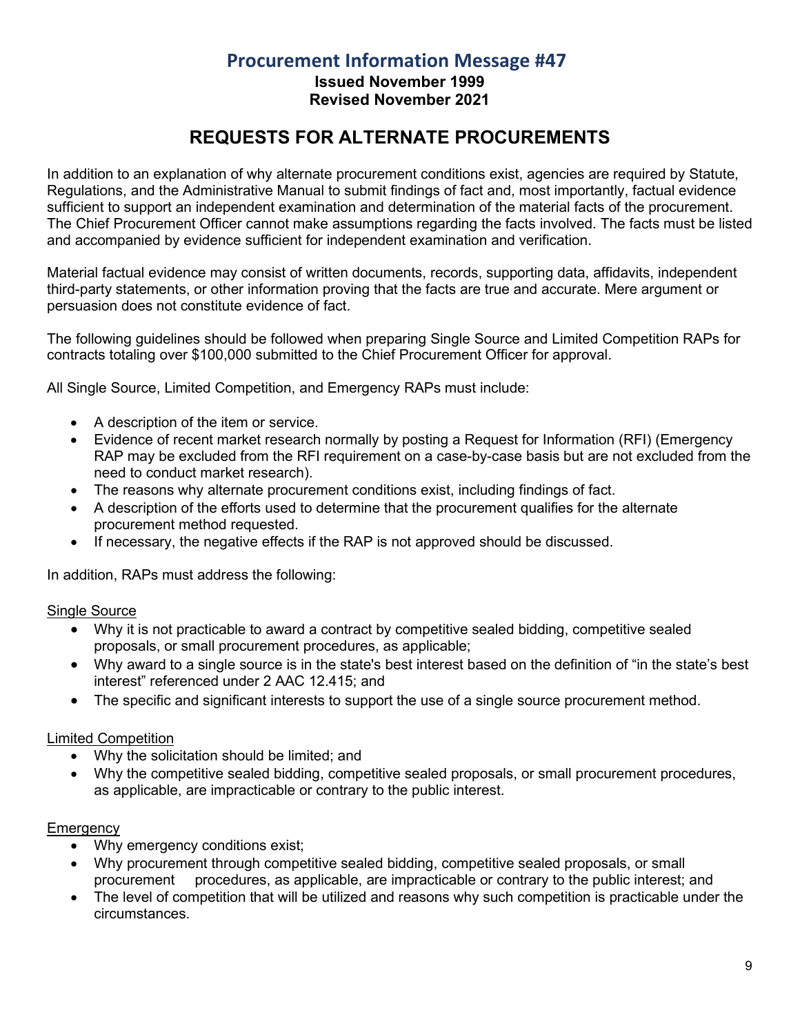## Procurement Information Message #47

**Issued November 1999**
**Revised November 2021**

# REQUESTS FOR ALTERNATE PROCUREMENTS

In addition to an explanation of why alternate procurement conditions exist, agencies are required by Statute, Regulations, and the Administrative Manual to submit findings of fact and, most importantly, factual evidence sufficient to support an independent examination and determination of the material facts of the procurement. The Chief Procurement Officer cannot make assumptions regarding the facts involved. The facts must be listed and accompanied by evidence sufficient for independent examination and verification.

Material factual evidence may consist of written documents, records, supporting data, affidavits, independent third-party statements, or other information proving that the facts are true and accurate. Mere argument or persuasion does not constitute evidence of fact.

The following guidelines should be followed when preparing Single Source and Limited Competition RAPs for contracts totaling over $100,000 submitted to the Chief Procurement Officer for approval.

All Single Source, Limited Competition, and Emergency RAPs must include:

- A description of the item or service.
- Evidence of recent market research normally by posting a Request for Information (RFI) (Emergency RAP may be excluded from the RFI requirement on a case-by-case basis but are not excluded from the need to conduct market research).
- The reasons why alternate procurement conditions exist, including findings of fact.
- A description of the efforts used to determine that the procurement qualifies for the alternate procurement method requested.
- If necessary, the negative effects if the RAP is not approved should be discussed.

In addition, RAPs must address the following:

<u>Single Source</u>

- Why it is not practicable to award a contract by competitive sealed bidding, competitive sealed proposals, or small procurement procedures, as applicable;
- Why award to a single source is in the state's best interest based on the definition of "in the state's best interest" referenced under 2 AAC 12.415; and
- The specific and significant interests to support the use of a single source procurement method.

<u>Limited Competition</u>

- Why the solicitation should be limited; and
- Why the competitive sealed bidding, competitive sealed proposals, or small procurement procedures, as applicable, are impracticable or contrary to the public interest.

<u>Emergency</u>

- Why emergency conditions exist;
- Why procurement through competitive sealed bidding, competitive sealed proposals, or small procurement procedures, as applicable, are impracticable or contrary to the public interest; and
- The level of competition that will be utilized and reasons why such competition is practicable under the circumstances.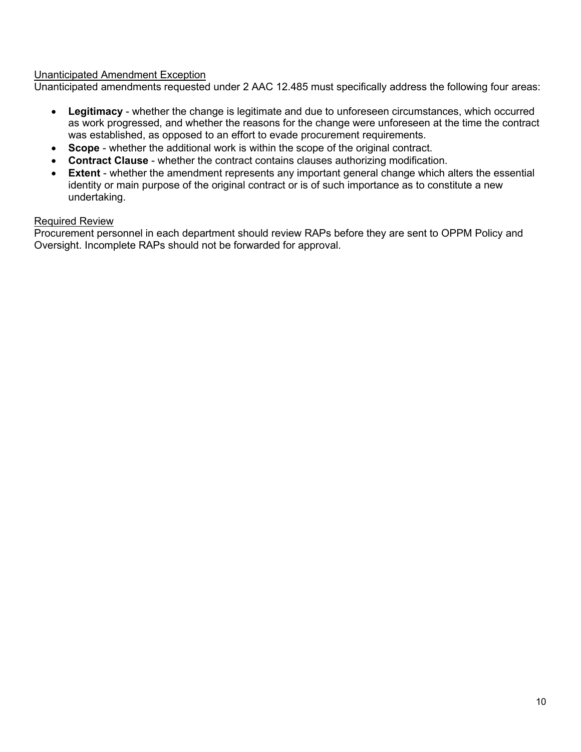Unanticipated Amendment Exception

Unanticipated amendments requested under 2 AAC 12.485 must specifically address the following four areas:

- **Legitimacy** - whether the change is legitimate and due to unforeseen circumstances, which occurred as work progressed, and whether the reasons for the change were unforeseen at the time the contract was established, as opposed to an effort to evade procurement requirements.
- **Scope** - whether the additional work is within the scope of the original contract.
- **Contract Clause** - whether the contract contains clauses authorizing modification.
- **Extent** - whether the amendment represents any important general change which alters the essential identity or main purpose of the original contract or is of such importance as to constitute a new undertaking.

Required Review

Procurement personnel in each department should review RAPs before they are sent to OPPM Policy and Oversight. Incomplete RAPs should not be forwarded for approval.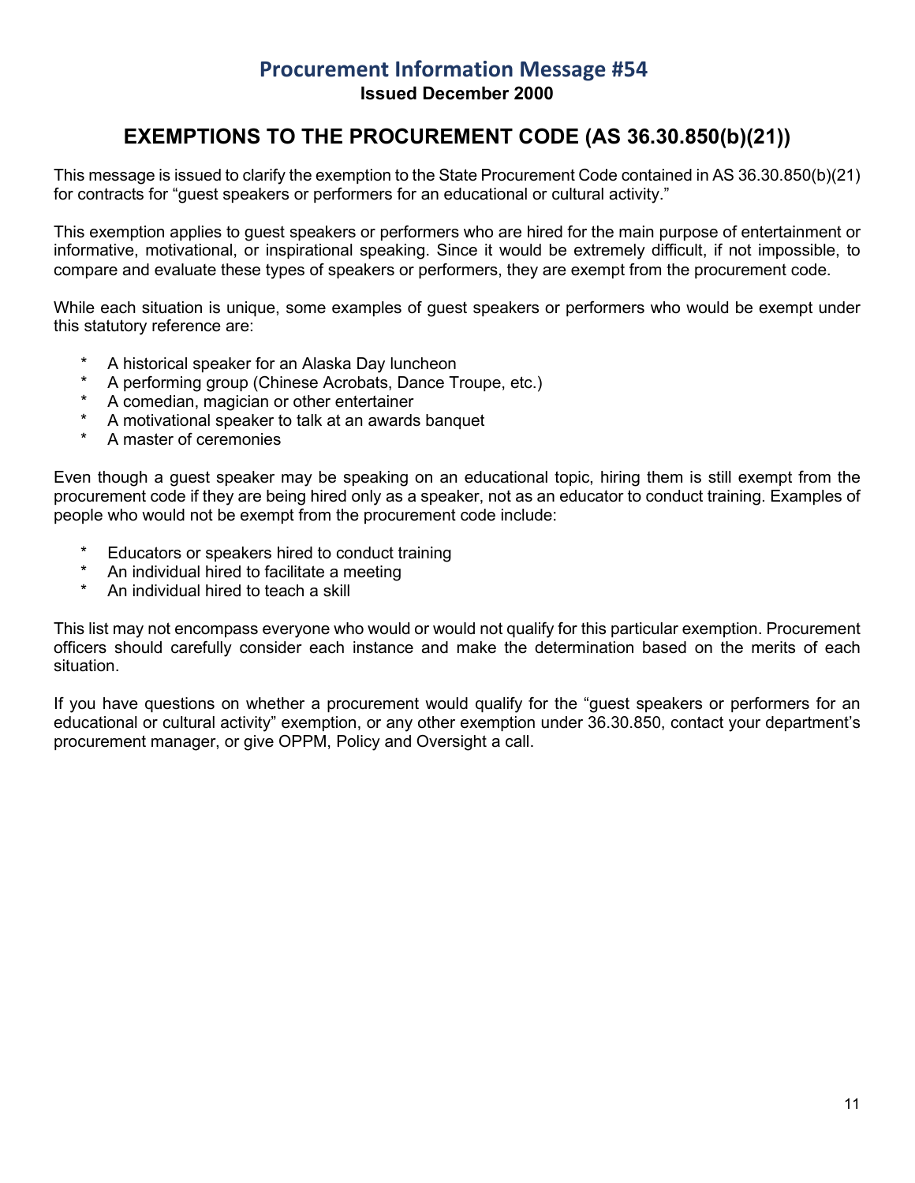# Procurement Information Message #54

**Issued December 2000**

## EXEMPTIONS TO THE PROCUREMENT CODE (AS 36.30.850(b)(21))

This message is issued to clarify the exemption to the State Procurement Code contained in AS 36.30.850(b)(21) for contracts for "guest speakers or performers for an educational or cultural activity."

This exemption applies to guest speakers or performers who are hired for the main purpose of entertainment or informative, motivational, or inspirational speaking. Since it would be extremely difficult, if not impossible, to compare and evaluate these types of speakers or performers, they are exempt from the procurement code.

While each situation is unique, some examples of guest speakers or performers who would be exempt under this statutory reference are:

* A historical speaker for an Alaska Day luncheon
* A performing group (Chinese Acrobats, Dance Troupe, etc.)
* A comedian, magician or other entertainer
* A motivational speaker to talk at an awards banquet
* A master of ceremonies

Even though a guest speaker may be speaking on an educational topic, hiring them is still exempt from the procurement code if they are being hired only as a speaker, not as an educator to conduct training. Examples of people who would not be exempt from the procurement code include:

* Educators or speakers hired to conduct training
* An individual hired to facilitate a meeting
* An individual hired to teach a skill

This list may not encompass everyone who would or would not qualify for this particular exemption. Procurement officers should carefully consider each instance and make the determination based on the merits of each situation.

If you have questions on whether a procurement would qualify for the "guest speakers or performers for an educational or cultural activity" exemption, or any other exemption under 36.30.850, contact your department's procurement manager, or give OPPM, Policy and Oversight a call.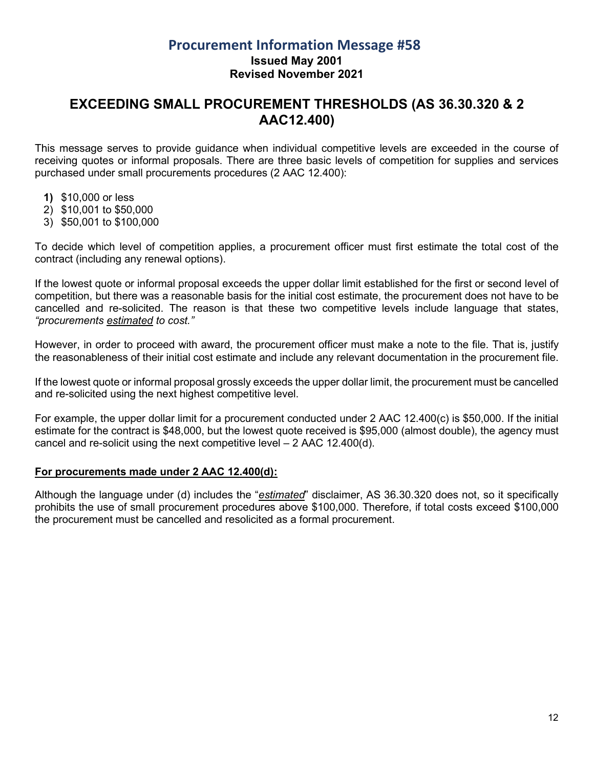# Procurement Information Message #58

**Issued May 2001**
**Revised November 2021**

## EXCEEDING SMALL PROCUREMENT THRESHOLDS (AS 36.30.320 & 2 AAC12.400)

This message serves to provide guidance when individual competitive levels are exceeded in the course of receiving quotes or informal proposals. There are three basic levels of competition for supplies and services purchased under small procurements procedures (2 AAC 12.400):

1) $10,000 or less
2) $10,001 to $50,000
3) $50,001 to $100,000

To decide which level of competition applies, a procurement officer must first estimate the total cost of the contract (including any renewal options).

If the lowest quote or informal proposal exceeds the upper dollar limit established for the first or second level of competition, but there was a reasonable basis for the initial cost estimate, the procurement does not have to be cancelled and re-solicited. The reason is that these two competitive levels include language that states, *"procurements* *<u>estimated</u>* *to cost."*

However, in order to proceed with award, the procurement officer must make a note to the file. That is, justify the reasonableness of their initial cost estimate and include any relevant documentation in the procurement file.

If the lowest quote or informal proposal grossly exceeds the upper dollar limit, the procurement must be cancelled and re-solicited using the next highest competitive level.

For example, the upper dollar limit for a procurement conducted under 2 AAC 12.400(c) is $50,000. If the initial estimate for the contract is $48,000, but the lowest quote received is $95,000 (almost double), the agency must cancel and re-solicit using the next competitive level – 2 AAC 12.400(d).

**<u>For procurements made under 2 AAC 12.400(d):</u>**

Although the language under (d) includes the "*<u>estimated</u>*" disclaimer, AS 36.30.320 does not, so it specifically prohibits the use of small procurement procedures above $100,000. Therefore, if total costs exceed $100,000 the procurement must be cancelled and resolicited as a formal procurement.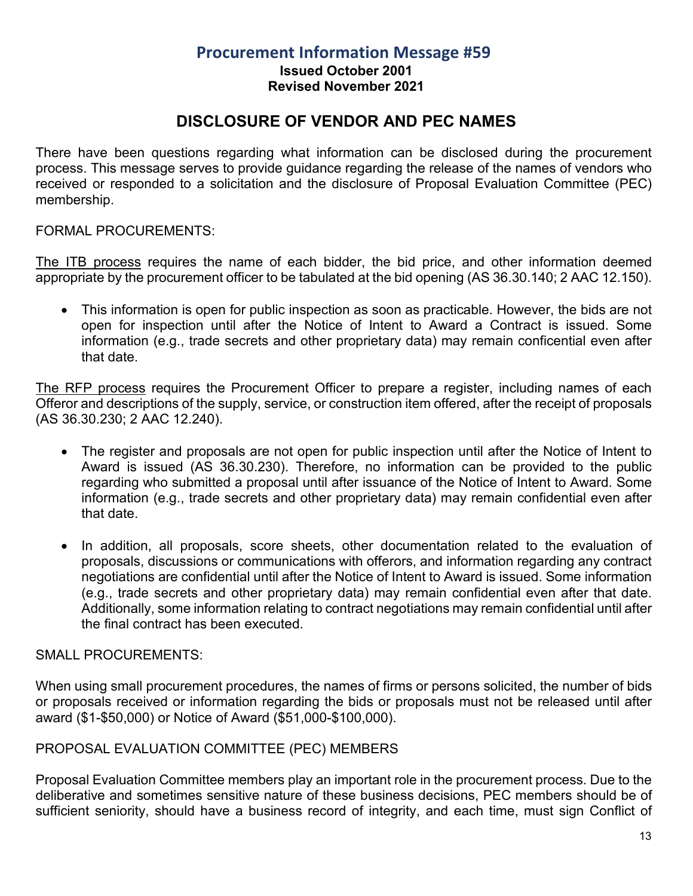# Procurement Information Message #59

**Issued October 2001**
**Revised November 2021**

## DISCLOSURE OF VENDOR AND PEC NAMES

There have been questions regarding what information can be disclosed during the procurement process. This message serves to provide guidance regarding the release of the names of vendors who received or responded to a solicitation and the disclosure of Proposal Evaluation Committee (PEC) membership.

FORMAL PROCUREMENTS:

The ITB process requires the name of each bidder, the bid price, and other information deemed appropriate by the procurement officer to be tabulated at the bid opening (AS 36.30.140; 2 AAC 12.150).

- This information is open for public inspection as soon as practicable. However, the bids are not open for inspection until after the Notice of Intent to Award a Contract is issued. Some information (e.g., trade secrets and other proprietary data) may remain conficential even after that date.

The RFP process requires the Procurement Officer to prepare a register, including names of each Offeror and descriptions of the supply, service, or construction item offered, after the receipt of proposals (AS 36.30.230; 2 AAC 12.240).

- The register and proposals are not open for public inspection until after the Notice of Intent to Award is issued (AS 36.30.230). Therefore, no information can be provided to the public regarding who submitted a proposal until after issuance of the Notice of Intent to Award. Some information (e.g., trade secrets and other proprietary data) may remain confidential even after that date.
- In addition, all proposals, score sheets, other documentation related to the evaluation of proposals, discussions or communications with offerors, and information regarding any contract negotiations are confidential until after the Notice of Intent to Award is issued. Some information (e.g., trade secrets and other proprietary data) may remain confidential even after that date. Additionally, some information relating to contract negotiations may remain confidential until after the final contract has been executed.

SMALL PROCUREMENTS:

When using small procurement procedures, the names of firms or persons solicited, the number of bids or proposals received or information regarding the bids or proposals must not be released until after award ($1-$50,000) or Notice of Award ($51,000-$100,000).

PROPOSAL EVALUATION COMMITTEE (PEC) MEMBERS

Proposal Evaluation Committee members play an important role in the procurement process. Due to the deliberative and sometimes sensitive nature of these business decisions, PEC members should be of sufficient seniority, should have a business record of integrity, and each time, must sign Conflict of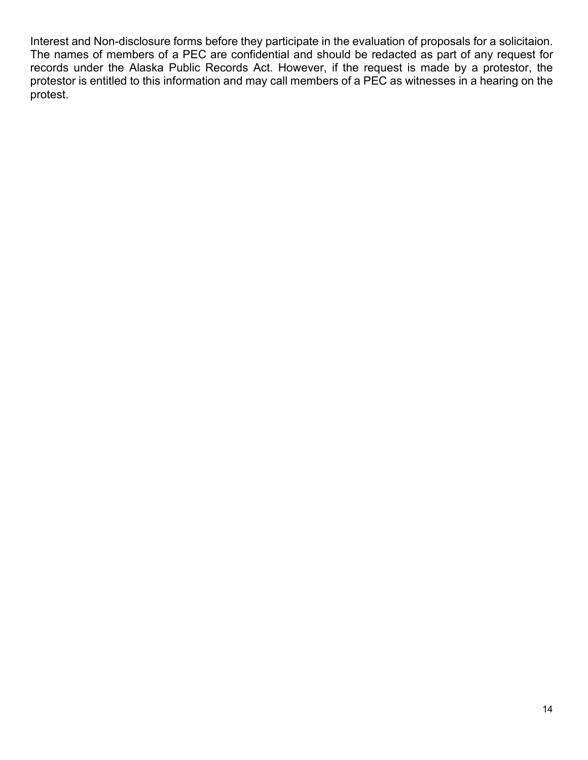Interest and Non-disclosure forms before they participate in the evaluation of proposals for a solicitaion. The names of members of a PEC are confidential and should be redacted as part of any request for records under the Alaska Public Records Act. However, if the request is made by a protestor, the protestor is entitled to this information and may call members of a PEC as witnesses in a hearing on the protest.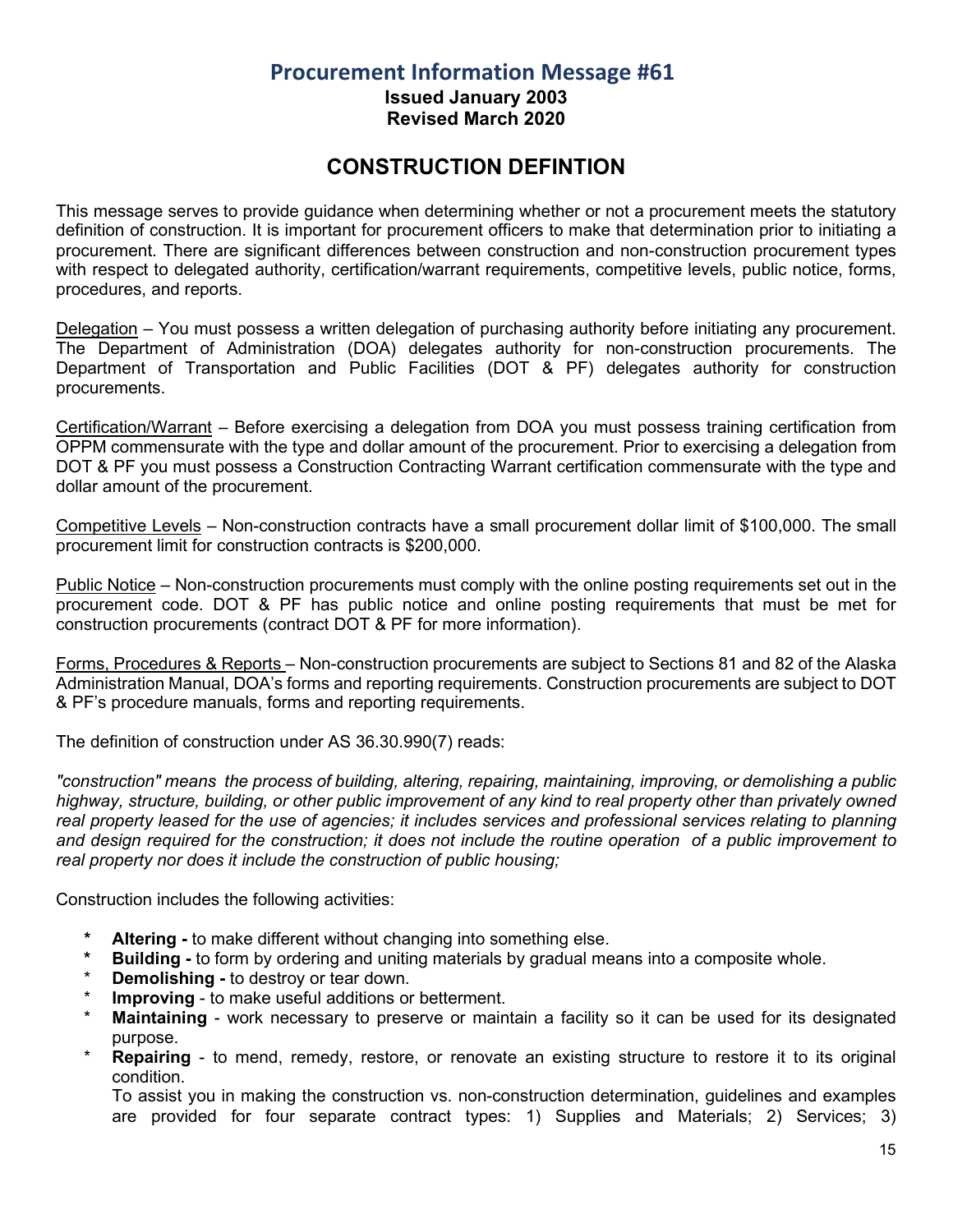## Procurement Information Message #61

**Issued January 2003**
**Revised March 2020**

# CONSTRUCTION DEFINTION

This message serves to provide guidance when determining whether or not a procurement meets the statutory definition of construction. It is important for procurement officers to make that determination prior to initiating a procurement. There are significant differences between construction and non-construction procurement types with respect to delegated authority, certification/warrant requirements, competitive levels, public notice, forms, procedures, and reports.

Delegation – You must possess a written delegation of purchasing authority before initiating any procurement. The Department of Administration (DOA) delegates authority for non-construction procurements. The Department of Transportation and Public Facilities (DOT & PF) delegates authority for construction procurements.

Certification/Warrant – Before exercising a delegation from DOA you must possess training certification from OPPM commensurate with the type and dollar amount of the procurement. Prior to exercising a delegation from DOT & PF you must possess a Construction Contracting Warrant certification commensurate with the type and dollar amount of the procurement.

Competitive Levels – Non-construction contracts have a small procurement dollar limit of $100,000. The small procurement limit for construction contracts is $200,000.

Public Notice – Non-construction procurements must comply with the online posting requirements set out in the procurement code. DOT & PF has public notice and online posting requirements that must be met for construction procurements (contract DOT & PF for more information).

Forms, Procedures & Reports – Non-construction procurements are subject to Sections 81 and 82 of the Alaska Administration Manual, DOA's forms and reporting requirements. Construction procurements are subject to DOT & PF's procedure manuals, forms and reporting requirements.

The definition of construction under AS 36.30.990(7) reads:

*"construction" means the process of building, altering, repairing, maintaining, improving, or demolishing a public highway, structure, building, or other public improvement of any kind to real property other than privately owned real property leased for the use of agencies; it includes services and professional services relating to planning and design required for the construction; it does not include the routine operation of a public improvement to real property nor does it include the construction of public housing;*

Construction includes the following activities:

* **Altering -** to make different without changing into something else.
* **Building -** to form by ordering and uniting materials by gradual means into a composite whole.
* **Demolishing -** to destroy or tear down.
* **Improving** - to make useful additions or betterment.
* **Maintaining** - work necessary to preserve or maintain a facility so it can be used for its designated purpose.
* **Repairing** - to mend, remedy, restore, or renovate an existing structure to restore it to its original condition.

  To assist you in making the construction vs. non-construction determination, guidelines and examples are provided for four separate contract types: 1) Supplies and Materials; 2) Services; 3)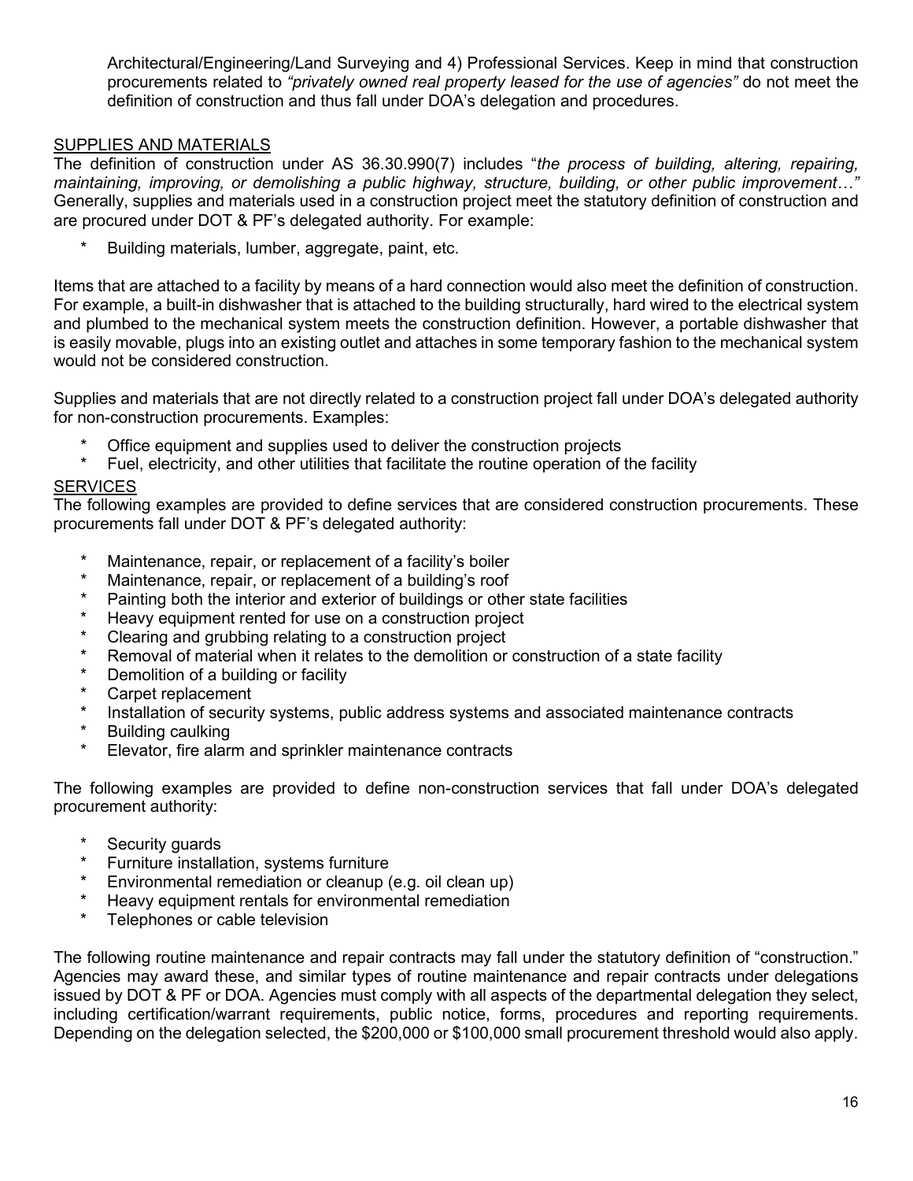Architectural/Engineering/Land Surveying and 4) Professional Services. Keep in mind that construction procurements related to *"privately owned real property leased for the use of agencies"* do not meet the definition of construction and thus fall under DOA's delegation and procedures.

## SUPPLIES AND MATERIALS

The definition of construction under AS 36.30.990(7) includes "*the process of building, altering, repairing, maintaining, improving, or demolishing a public highway, structure, building, or other public improvement…"* Generally, supplies and materials used in a construction project meet the statutory definition of construction and are procured under DOT & PF's delegated authority. For example:

* Building materials, lumber, aggregate, paint, etc.

Items that are attached to a facility by means of a hard connection would also meet the definition of construction. For example, a built-in dishwasher that is attached to the building structurally, hard wired to the electrical system and plumbed to the mechanical system meets the construction definition. However, a portable dishwasher that is easily movable, plugs into an existing outlet and attaches in some temporary fashion to the mechanical system would not be considered construction.

Supplies and materials that are not directly related to a construction project fall under DOA's delegated authority for non-construction procurements. Examples:

* Office equipment and supplies used to deliver the construction projects
* Fuel, electricity, and other utilities that facilitate the routine operation of the facility

## SERVICES

The following examples are provided to define services that are considered construction procurements. These procurements fall under DOT & PF's delegated authority:

* Maintenance, repair, or replacement of a facility's boiler
* Maintenance, repair, or replacement of a building's roof
* Painting both the interior and exterior of buildings or other state facilities
* Heavy equipment rented for use on a construction project
* Clearing and grubbing relating to a construction project
* Removal of material when it relates to the demolition or construction of a state facility
* Demolition of a building or facility
* Carpet replacement
* Installation of security systems, public address systems and associated maintenance contracts
* Building caulking
* Elevator, fire alarm and sprinkler maintenance contracts

The following examples are provided to define non-construction services that fall under DOA's delegated procurement authority:

* Security guards
* Furniture installation, systems furniture
* Environmental remediation or cleanup (e.g. oil clean up)
* Heavy equipment rentals for environmental remediation
* Telephones or cable television

The following routine maintenance and repair contracts may fall under the statutory definition of "construction." Agencies may award these, and similar types of routine maintenance and repair contracts under delegations issued by DOT & PF or DOA. Agencies must comply with all aspects of the departmental delegation they select, including certification/warrant requirements, public notice, forms, procedures and reporting requirements. Depending on the delegation selected, the $200,000 or $100,000 small procurement threshold would also apply.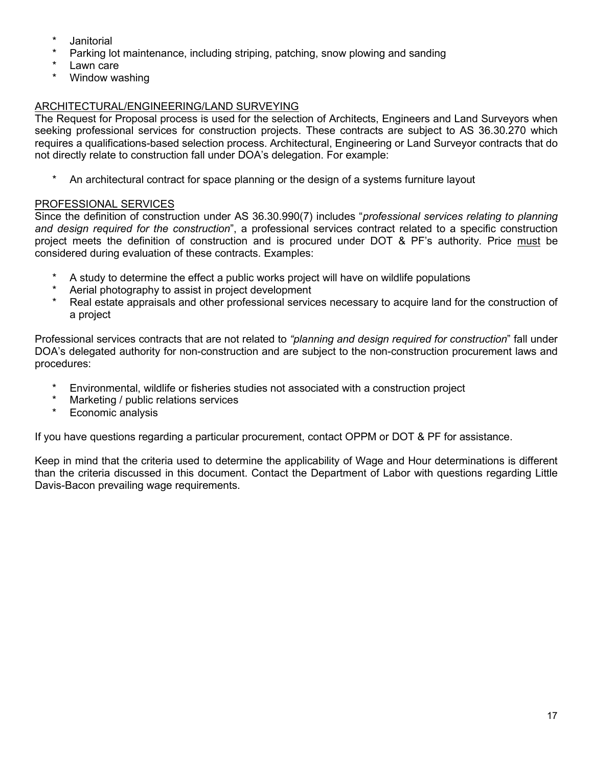* Janitorial
* Parking lot maintenance, including striping, patching, snow plowing and sanding
* Lawn care
* Window washing

<u>ARCHITECTURAL/ENGINEERING/LAND SURVEYING</u>

The Request for Proposal process is used for the selection of Architects, Engineers and Land Surveyors when seeking professional services for construction projects. These contracts are subject to AS 36.30.270 which requires a qualifications-based selection process. Architectural, Engineering or Land Surveyor contracts that do not directly relate to construction fall under DOA's delegation. For example:

* An architectural contract for space planning or the design of a systems furniture layout

<u>PROFESSIONAL SERVICES</u>

Since the definition of construction under AS 36.30.990(7) includes "*professional services relating to planning and design required for the construction*", a professional services contract related to a specific construction project meets the definition of construction and is procured under DOT & PF's authority. Price <u>must</u> be considered during evaluation of these contracts. Examples:

* A study to determine the effect a public works project will have on wildlife populations
* Aerial photography to assist in project development
* Real estate appraisals and other professional services necessary to acquire land for the construction of a project

Professional services contracts that are not related to *"planning and design required for construction*" fall under DOA's delegated authority for non-construction and are subject to the non-construction procurement laws and procedures:

* Environmental, wildlife or fisheries studies not associated with a construction project
* Marketing / public relations services
* Economic analysis

If you have questions regarding a particular procurement, contact OPPM or DOT & PF for assistance.

Keep in mind that the criteria used to determine the applicability of Wage and Hour determinations is different than the criteria discussed in this document. Contact the Department of Labor with questions regarding Little Davis-Bacon prevailing wage requirements.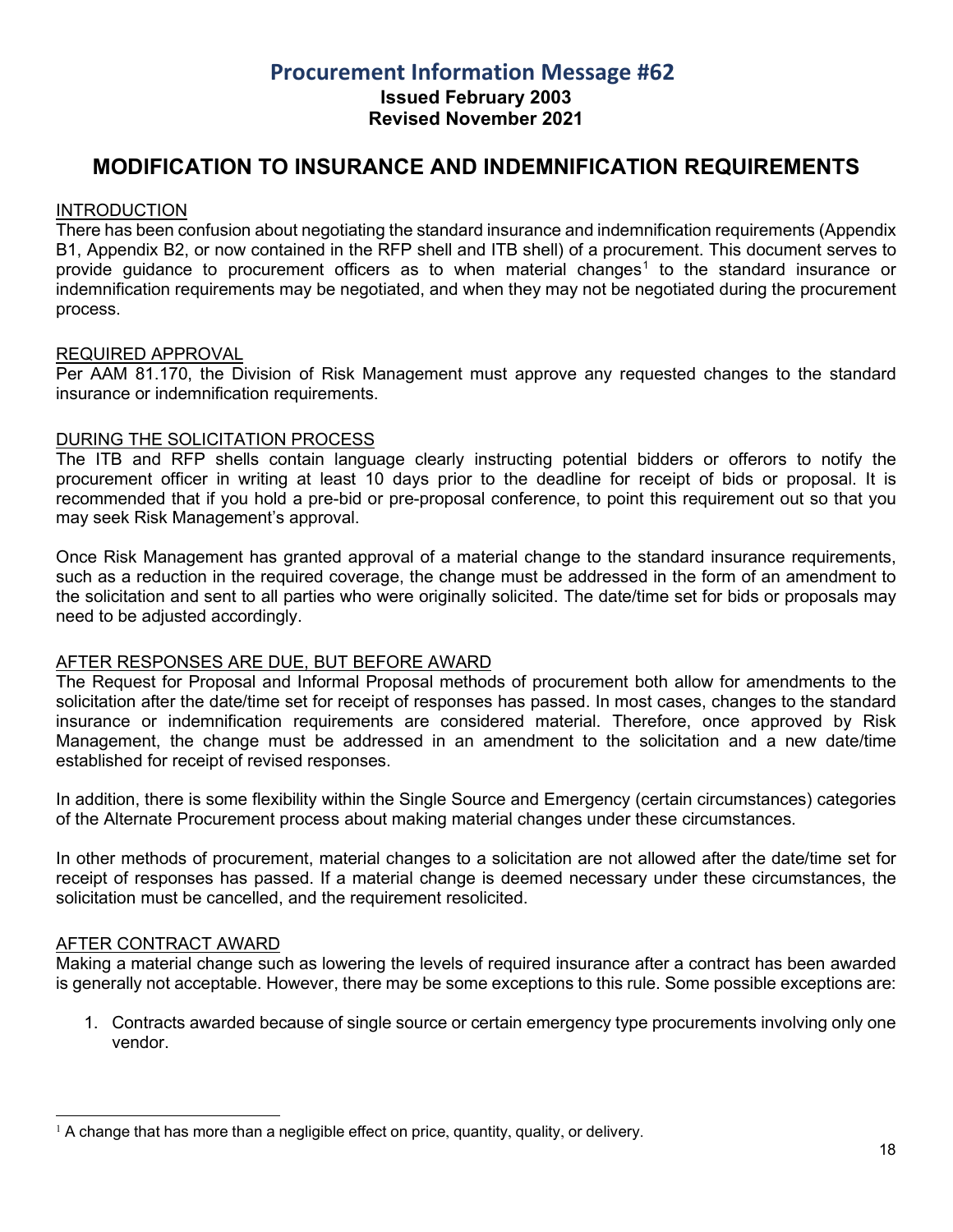# Procurement Information Message #62

**Issued February 2003**
**Revised November 2021**

## MODIFICATION TO INSURANCE AND INDEMNIFICATION REQUIREMENTS

<u>INTRODUCTION</u>
There has been confusion about negotiating the standard insurance and indemnification requirements (Appendix B1, Appendix B2, or now contained in the RFP shell and ITB shell) of a procurement. This document serves to provide guidance to procurement officers as to when material changes[1] to the standard insurance or indemnification requirements may be negotiated, and when they may not be negotiated during the procurement process.

<u>REQUIRED APPROVAL</u>
Per AAM 81.170, the Division of Risk Management must approve any requested changes to the standard insurance or indemnification requirements.

<u>DURING THE SOLICITATION PROCESS</u>
The ITB and RFP shells contain language clearly instructing potential bidders or offerors to notify the procurement officer in writing at least 10 days prior to the deadline for receipt of bids or proposal. It is recommended that if you hold a pre-bid or pre-proposal conference, to point this requirement out so that you may seek Risk Management's approval.

Once Risk Management has granted approval of a material change to the standard insurance requirements, such as a reduction in the required coverage, the change must be addressed in the form of an amendment to the solicitation and sent to all parties who were originally solicited. The date/time set for bids or proposals may need to be adjusted accordingly.

<u>AFTER RESPONSES ARE DUE, BUT BEFORE AWARD</u>
The Request for Proposal and Informal Proposal methods of procurement both allow for amendments to the solicitation after the date/time set for receipt of responses has passed. In most cases, changes to the standard insurance or indemnification requirements are considered material. Therefore, once approved by Risk Management, the change must be addressed in an amendment to the solicitation and a new date/time established for receipt of revised responses.

In addition, there is some flexibility within the Single Source and Emergency (certain circumstances) categories of the Alternate Procurement process about making material changes under these circumstances.

In other methods of procurement, material changes to a solicitation are not allowed after the date/time set for receipt of responses has passed. If a material change is deemed necessary under these circumstances, the solicitation must be cancelled, and the requirement resolicited.

<u>AFTER CONTRACT AWARD</u>
Making a material change such as lowering the levels of required insurance after a contract has been awarded is generally not acceptable. However, there may be some exceptions to this rule. Some possible exceptions are:

1. Contracts awarded because of single source or certain emergency type procurements involving only one vendor.

[1] A change that has more than a negligible effect on price, quantity, quality, or delivery.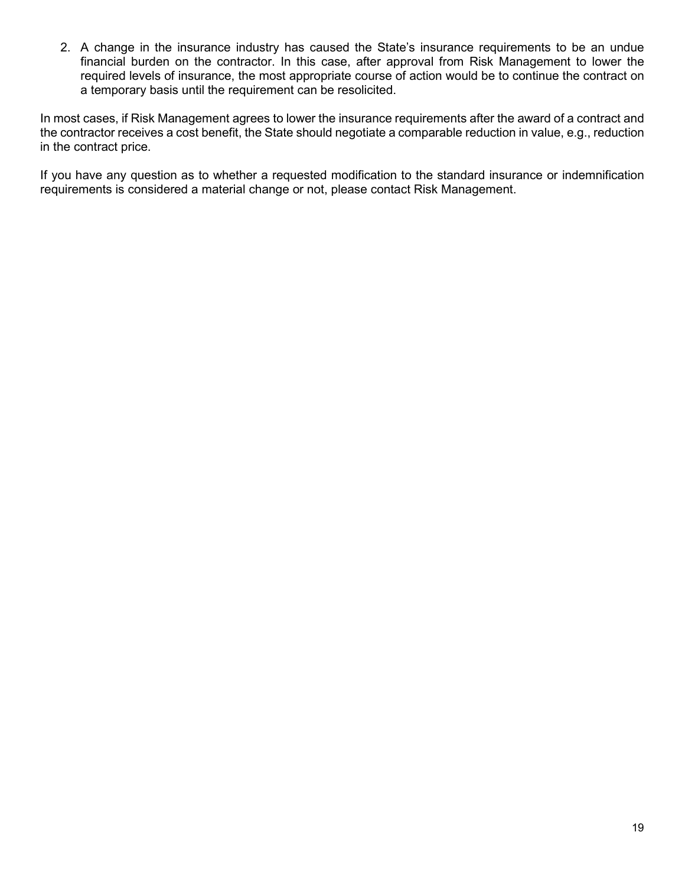2. A change in the insurance industry has caused the State's insurance requirements to be an undue financial burden on the contractor. In this case, after approval from Risk Management to lower the required levels of insurance, the most appropriate course of action would be to continue the contract on a temporary basis until the requirement can be resolicited.

In most cases, if Risk Management agrees to lower the insurance requirements after the award of a contract and the contractor receives a cost benefit, the State should negotiate a comparable reduction in value, e.g., reduction in the contract price.

If you have any question as to whether a requested modification to the standard insurance or indemnification requirements is considered a material change or not, please contact Risk Management.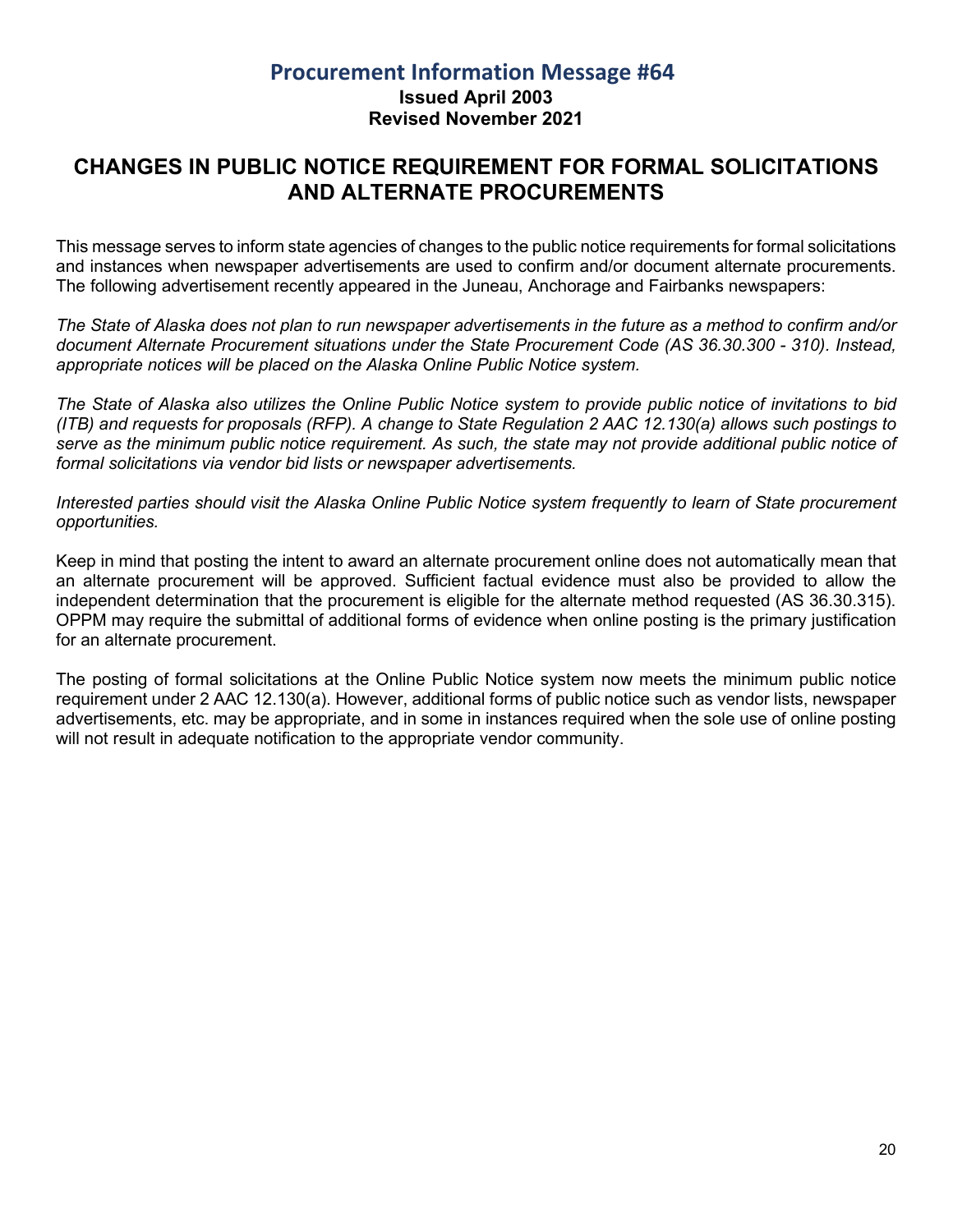## Procurement Information Message #64

**Issued April 2003**
**Revised November 2021**

# CHANGES IN PUBLIC NOTICE REQUIREMENT FOR FORMAL SOLICITATIONS AND ALTERNATE PROCUREMENTS

This message serves to inform state agencies of changes to the public notice requirements for formal solicitations and instances when newspaper advertisements are used to confirm and/or document alternate procurements. The following advertisement recently appeared in the Juneau, Anchorage and Fairbanks newspapers:

*The State of Alaska does not plan to run newspaper advertisements in the future as a method to confirm and/or document Alternate Procurement situations under the State Procurement Code (AS 36.30.300 - 310). Instead, appropriate notices will be placed on the Alaska Online Public Notice system.*

*The State of Alaska also utilizes the Online Public Notice system to provide public notice of invitations to bid (ITB) and requests for proposals (RFP). A change to State Regulation 2 AAC 12.130(a) allows such postings to serve as the minimum public notice requirement. As such, the state may not provide additional public notice of formal solicitations via vendor bid lists or newspaper advertisements.*

*Interested parties should visit the Alaska Online Public Notice system frequently to learn of State procurement opportunities.*

Keep in mind that posting the intent to award an alternate procurement online does not automatically mean that an alternate procurement will be approved. Sufficient factual evidence must also be provided to allow the independent determination that the procurement is eligible for the alternate method requested (AS 36.30.315). OPPM may require the submittal of additional forms of evidence when online posting is the primary justification for an alternate procurement.

The posting of formal solicitations at the Online Public Notice system now meets the minimum public notice requirement under 2 AAC 12.130(a). However, additional forms of public notice such as vendor lists, newspaper advertisements, etc. may be appropriate, and in some in instances required when the sole use of online posting will not result in adequate notification to the appropriate vendor community.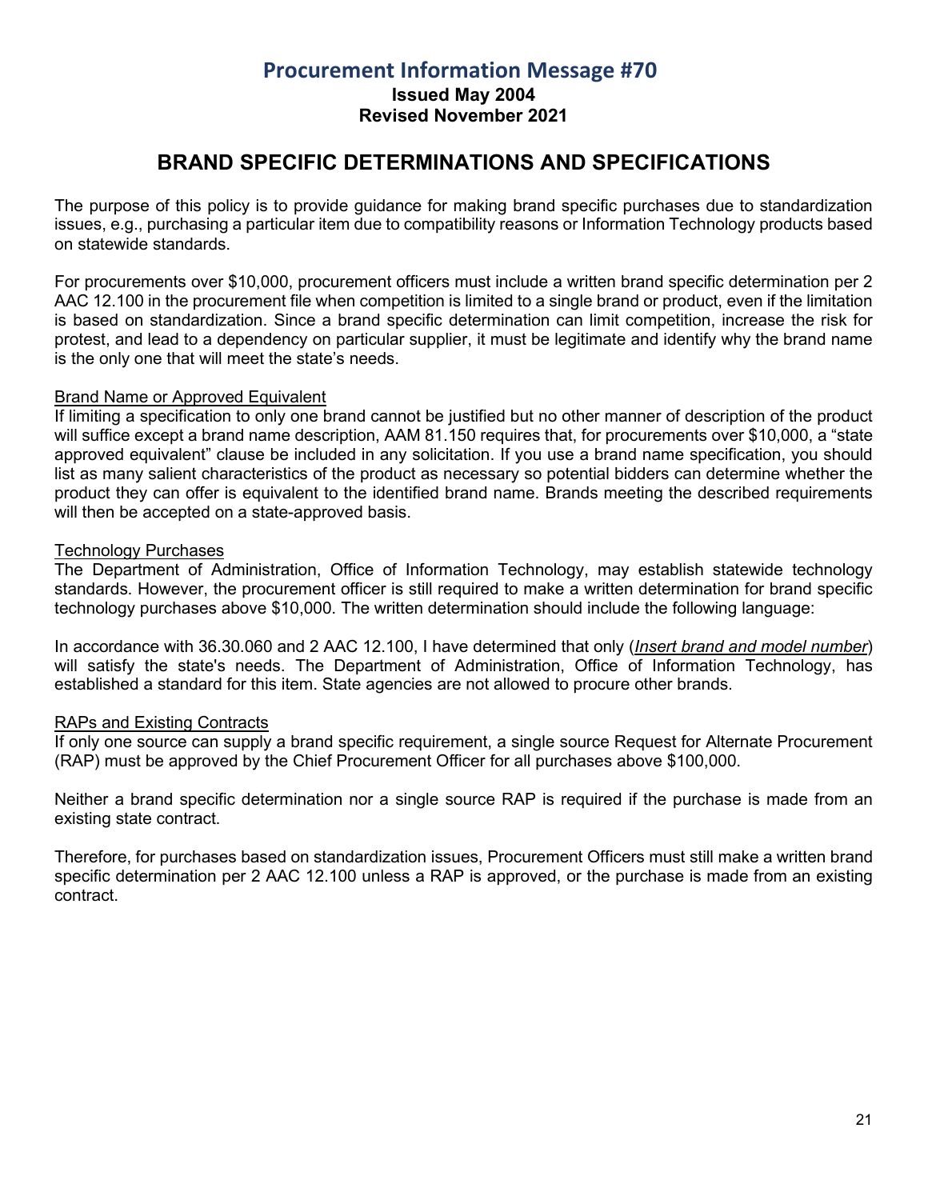# Procurement Information Message #70

**Issued May 2004**
**Revised November 2021**

## BRAND SPECIFIC DETERMINATIONS AND SPECIFICATIONS

The purpose of this policy is to provide guidance for making brand specific purchases due to standardization issues, e.g., purchasing a particular item due to compatibility reasons or Information Technology products based on statewide standards.

For procurements over $10,000, procurement officers must include a written brand specific determination per 2 AAC 12.100 in the procurement file when competition is limited to a single brand or product, even if the limitation is based on standardization. Since a brand specific determination can limit competition, increase the risk for protest, and lead to a dependency on particular supplier, it must be legitimate and identify why the brand name is the only one that will meet the state's needs.

### Brand Name or Approved Equivalent

If limiting a specification to only one brand cannot be justified but no other manner of description of the product will suffice except a brand name description, AAM 81.150 requires that, for procurements over $10,000, a "state approved equivalent" clause be included in any solicitation. If you use a brand name specification, you should list as many salient characteristics of the product as necessary so potential bidders can determine whether the product they can offer is equivalent to the identified brand name. Brands meeting the described requirements will then be accepted on a state-approved basis.

### Technology Purchases

The Department of Administration, Office of Information Technology, may establish statewide technology standards. However, the procurement officer is still required to make a written determination for brand specific technology purchases above $10,000. The written determination should include the following language:

In accordance with 36.30.060 and 2 AAC 12.100, I have determined that only (***Insert brand and model number***) will satisfy the state's needs. The Department of Administration, Office of Information Technology, has established a standard for this item. State agencies are not allowed to procure other brands.

### RAPs and Existing Contracts

If only one source can supply a brand specific requirement, a single source Request for Alternate Procurement (RAP) must be approved by the Chief Procurement Officer for all purchases above $100,000.

Neither a brand specific determination nor a single source RAP is required if the purchase is made from an existing state contract.

Therefore, for purchases based on standardization issues, Procurement Officers must still make a written brand specific determination per 2 AAC 12.100 unless a RAP is approved, or the purchase is made from an existing contract.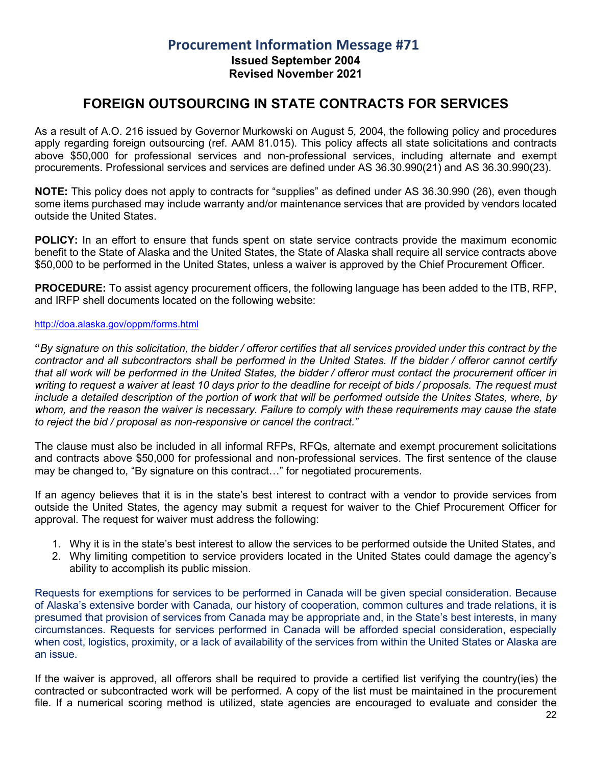## Procurement Information Message #71

**Issued September 2004**
**Revised November 2021**

# FOREIGN OUTSOURCING IN STATE CONTRACTS FOR SERVICES

As a result of A.O. 216 issued by Governor Murkowski on August 5, 2004, the following policy and procedures apply regarding foreign outsourcing (ref. AAM 81.015). This policy affects all state solicitations and contracts above $50,000 for professional services and non-professional services, including alternate and exempt procurements. Professional services and services are defined under AS 36.30.990(21) and AS 36.30.990(23).

**NOTE:** This policy does not apply to contracts for "supplies" as defined under AS 36.30.990 (26), even though some items purchased may include warranty and/or maintenance services that are provided by vendors located outside the United States.

**POLICY:** In an effort to ensure that funds spent on state service contracts provide the maximum economic benefit to the State of Alaska and the United States, the State of Alaska shall require all service contracts above $50,000 to be performed in the United States, unless a waiver is approved by the Chief Procurement Officer.

**PROCEDURE:** To assist agency procurement officers, the following language has been added to the ITB, RFP, and IRFP shell documents located on the following website:

http://doa.alaska.gov/oppm/forms.html

**"***By signature on this solicitation, the bidder / offeror certifies that all services provided under this contract by the contractor and all subcontractors shall be performed in the United States. If the bidder / offeror cannot certify that all work will be performed in the United States, the bidder / offeror must contact the procurement officer in writing to request a waiver at least 10 days prior to the deadline for receipt of bids / proposals. The request must include a detailed description of the portion of work that will be performed outside the Unites States, where, by whom, and the reason the waiver is necessary. Failure to comply with these requirements may cause the state to reject the bid / proposal as non-responsive or cancel the contract."*

The clause must also be included in all informal RFPs, RFQs, alternate and exempt procurement solicitations and contracts above $50,000 for professional and non-professional services. The first sentence of the clause may be changed to, "By signature on this contract…" for negotiated procurements.

If an agency believes that it is in the state's best interest to contract with a vendor to provide services from outside the United States, the agency may submit a request for waiver to the Chief Procurement Officer for approval. The request for waiver must address the following:

1. Why it is in the state's best interest to allow the services to be performed outside the United States, and
2. Why limiting competition to service providers located in the United States could damage the agency's ability to accomplish its public mission.

Requests for exemptions for services to be performed in Canada will be given special consideration. Because of Alaska's extensive border with Canada, our history of cooperation, common cultures and trade relations, it is presumed that provision of services from Canada may be appropriate and, in the State's best interests, in many circumstances. Requests for services performed in Canada will be afforded special consideration, especially when cost, logistics, proximity, or a lack of availability of the services from within the United States or Alaska are an issue.

If the waiver is approved, all offerors shall be required to provide a certified list verifying the country(ies) the contracted or subcontracted work will be performed. A copy of the list must be maintained in the procurement file. If a numerical scoring method is utilized, state agencies are encouraged to evaluate and consider the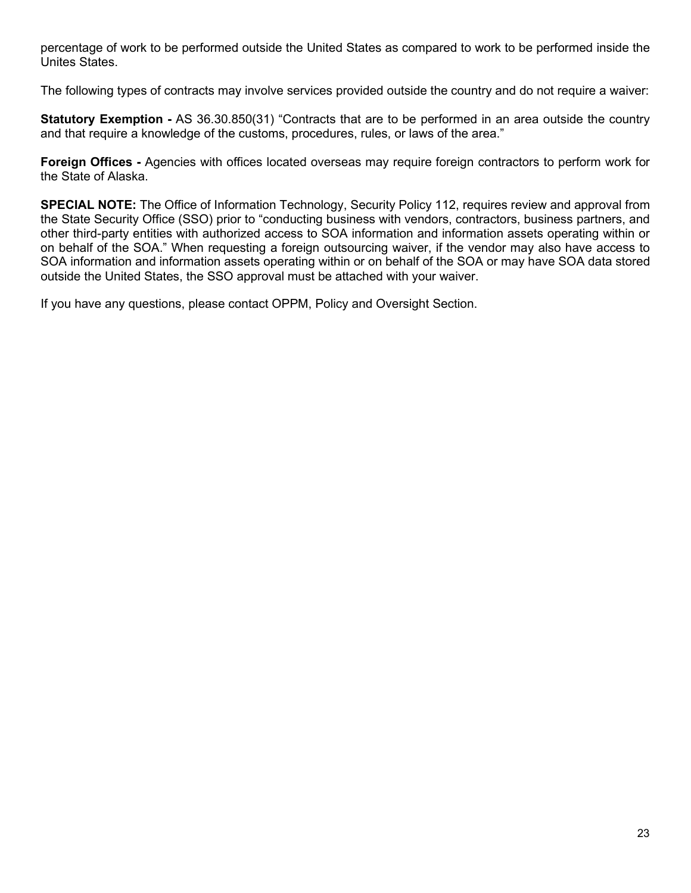percentage of work to be performed outside the United States as compared to work to be performed inside the Unites States.

The following types of contracts may involve services provided outside the country and do not require a waiver:

**Statutory Exemption -** AS 36.30.850(31) "Contracts that are to be performed in an area outside the country and that require a knowledge of the customs, procedures, rules, or laws of the area."

**Foreign Offices -** Agencies with offices located overseas may require foreign contractors to perform work for the State of Alaska.

**SPECIAL NOTE:** The Office of Information Technology, Security Policy 112, requires review and approval from the State Security Office (SSO) prior to "conducting business with vendors, contractors, business partners, and other third-party entities with authorized access to SOA information and information assets operating within or on behalf of the SOA." When requesting a foreign outsourcing waiver, if the vendor may also have access to SOA information and information assets operating within or on behalf of the SOA or may have SOA data stored outside the United States, the SSO approval must be attached with your waiver.

If you have any questions, please contact OPPM, Policy and Oversight Section.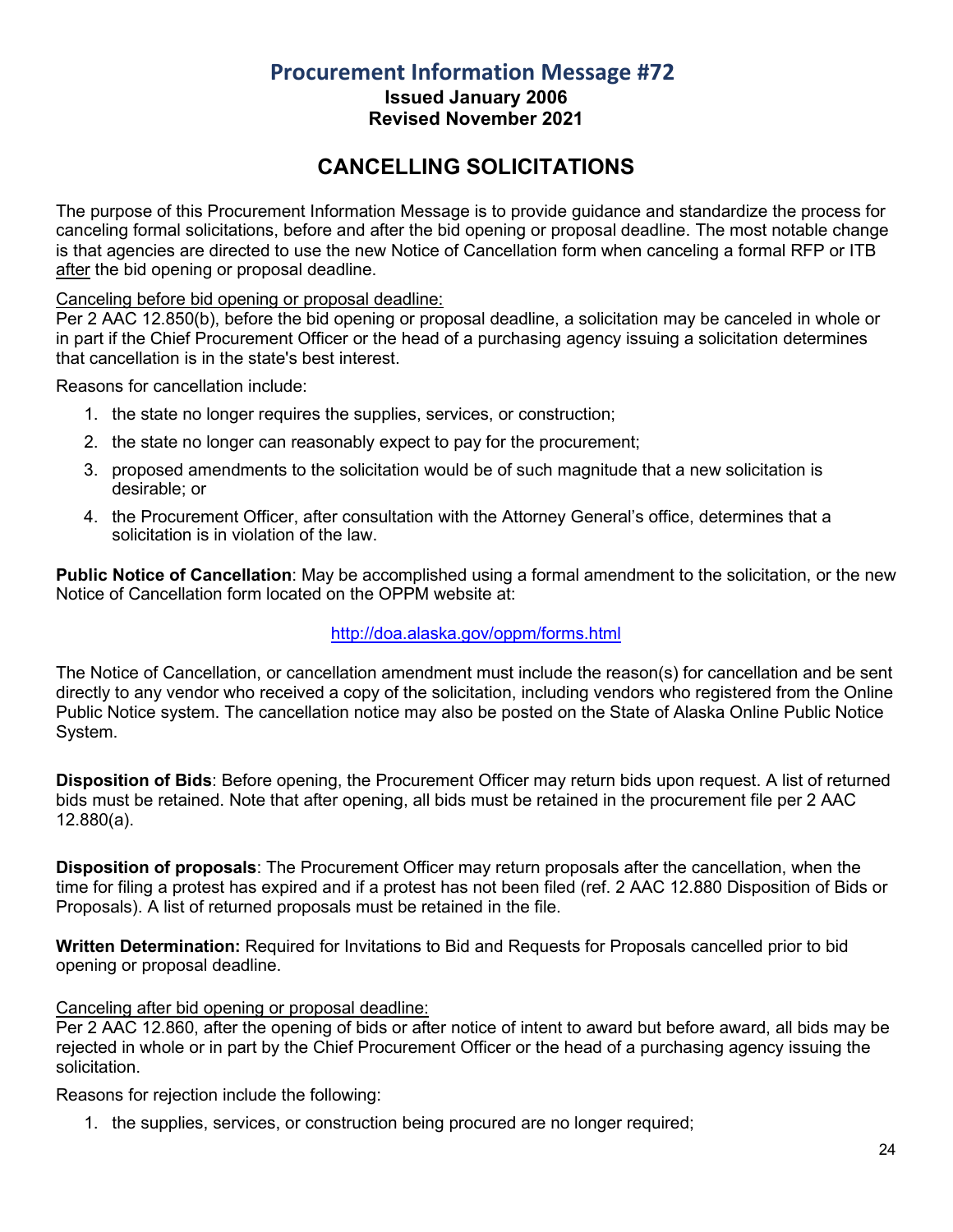# Procurement Information Message #72

**Issued January 2006**
**Revised November 2021**

## CANCELLING SOLICITATIONS

The purpose of this Procurement Information Message is to provide guidance and standardize the process for canceling formal solicitations, before and after the bid opening or proposal deadline. The most notable change is that agencies are directed to use the new Notice of Cancellation form when canceling a formal RFP or ITB <u>after</u> the bid opening or proposal deadline.

<u>Canceling before bid opening or proposal deadline:</u>
Per 2 AAC 12.850(b), before the bid opening or proposal deadline, a solicitation may be canceled in whole or in part if the Chief Procurement Officer or the head of a purchasing agency issuing a solicitation determines that cancellation is in the state's best interest.

Reasons for cancellation include:

1. the state no longer requires the supplies, services, or construction;
2. the state no longer can reasonably expect to pay for the procurement;
3. proposed amendments to the solicitation would be of such magnitude that a new solicitation is desirable; or
4. the Procurement Officer, after consultation with the Attorney General's office, determines that a solicitation is in violation of the law.

**Public Notice of Cancellation**: May be accomplished using a formal amendment to the solicitation, or the new Notice of Cancellation form located on the OPPM website at:

http://doa.alaska.gov/oppm/forms.html

The Notice of Cancellation, or cancellation amendment must include the reason(s) for cancellation and be sent directly to any vendor who received a copy of the solicitation, including vendors who registered from the Online Public Notice system. The cancellation notice may also be posted on the State of Alaska Online Public Notice System.

**Disposition of Bids**: Before opening, the Procurement Officer may return bids upon request. A list of returned bids must be retained. Note that after opening, all bids must be retained in the procurement file per 2 AAC 12.880(a).

**Disposition of proposals**: The Procurement Officer may return proposals after the cancellation, when the time for filing a protest has expired and if a protest has not been filed (ref. 2 AAC 12.880 Disposition of Bids or Proposals). A list of returned proposals must be retained in the file.

**Written Determination:** Required for Invitations to Bid and Requests for Proposals cancelled prior to bid opening or proposal deadline.

<u>Canceling after bid opening or proposal deadline:</u>
Per 2 AAC 12.860, after the opening of bids or after notice of intent to award but before award, all bids may be rejected in whole or in part by the Chief Procurement Officer or the head of a purchasing agency issuing the solicitation.

Reasons for rejection include the following:

1. the supplies, services, or construction being procured are no longer required;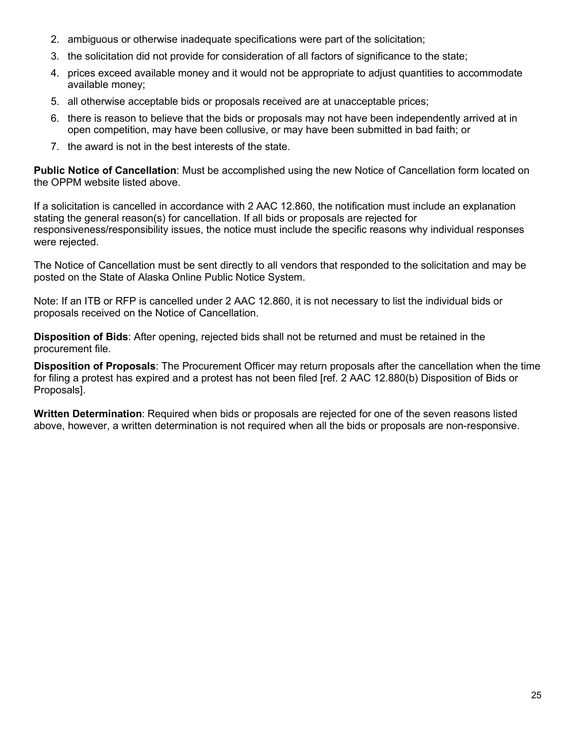2. ambiguous or otherwise inadequate specifications were part of the solicitation;
3. the solicitation did not provide for consideration of all factors of significance to the state;
4. prices exceed available money and it would not be appropriate to adjust quantities to accommodate available money;
5. all otherwise acceptable bids or proposals received are at unacceptable prices;
6. there is reason to believe that the bids or proposals may not have been independently arrived at in open competition, may have been collusive, or may have been submitted in bad faith; or
7. the award is not in the best interests of the state.

**Public Notice of Cancellation**: Must be accomplished using the new Notice of Cancellation form located on the OPPM website listed above.

If a solicitation is cancelled in accordance with 2 AAC 12.860, the notification must include an explanation stating the general reason(s) for cancellation. If all bids or proposals are rejected for responsiveness/responsibility issues, the notice must include the specific reasons why individual responses were rejected.

The Notice of Cancellation must be sent directly to all vendors that responded to the solicitation and may be posted on the State of Alaska Online Public Notice System.

Note: If an ITB or RFP is cancelled under 2 AAC 12.860, it is not necessary to list the individual bids or proposals received on the Notice of Cancellation.

**Disposition of Bids**: After opening, rejected bids shall not be returned and must be retained in the procurement file.

**Disposition of Proposals**: The Procurement Officer may return proposals after the cancellation when the time for filing a protest has expired and a protest has not been filed [ref. 2 AAC 12.880(b) Disposition of Bids or Proposals].

**Written Determination**: Required when bids or proposals are rejected for one of the seven reasons listed above, however, a written determination is not required when all the bids or proposals are non-responsive.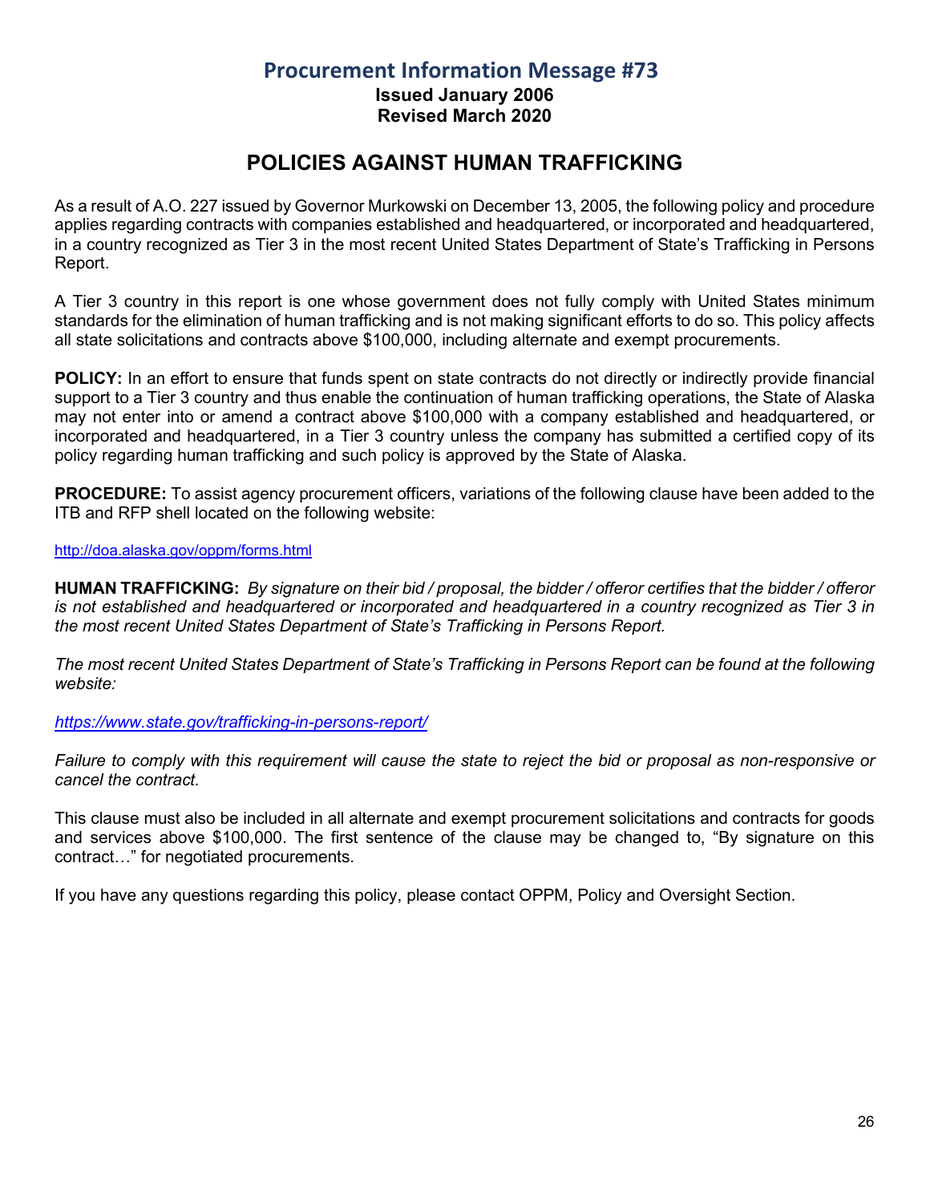# Procurement Information Message #73

**Issued January 2006**
**Revised March 2020**

## POLICIES AGAINST HUMAN TRAFFICKING

As a result of A.O. 227 issued by Governor Murkowski on December 13, 2005, the following policy and procedure applies regarding contracts with companies established and headquartered, or incorporated and headquartered, in a country recognized as Tier 3 in the most recent United States Department of State's Trafficking in Persons Report.

A Tier 3 country in this report is one whose government does not fully comply with United States minimum standards for the elimination of human trafficking and is not making significant efforts to do so. This policy affects all state solicitations and contracts above $100,000, including alternate and exempt procurements.

**POLICY:** In an effort to ensure that funds spent on state contracts do not directly or indirectly provide financial support to a Tier 3 country and thus enable the continuation of human trafficking operations, the State of Alaska may not enter into or amend a contract above $100,000 with a company established and headquartered, or incorporated and headquartered, in a Tier 3 country unless the company has submitted a certified copy of its policy regarding human trafficking and such policy is approved by the State of Alaska.

**PROCEDURE:** To assist agency procurement officers, variations of the following clause have been added to the ITB and RFP shell located on the following website:

http://doa.alaska.gov/oppm/forms.html

**HUMAN TRAFFICKING:** *By signature on their bid / proposal, the bidder / offeror certifies that the bidder / offeror is not established and headquartered or incorporated and headquartered in a country recognized as Tier 3 in the most recent United States Department of State's Trafficking in Persons Report.*

*The most recent United States Department of State's Trafficking in Persons Report can be found at the following website:*

*https://www.state.gov/trafficking-in-persons-report/*

*Failure to comply with this requirement will cause the state to reject the bid or proposal as non-responsive or cancel the contract.*

This clause must also be included in all alternate and exempt procurement solicitations and contracts for goods and services above $100,000. The first sentence of the clause may be changed to, "By signature on this contract…" for negotiated procurements.

If you have any questions regarding this policy, please contact OPPM, Policy and Oversight Section.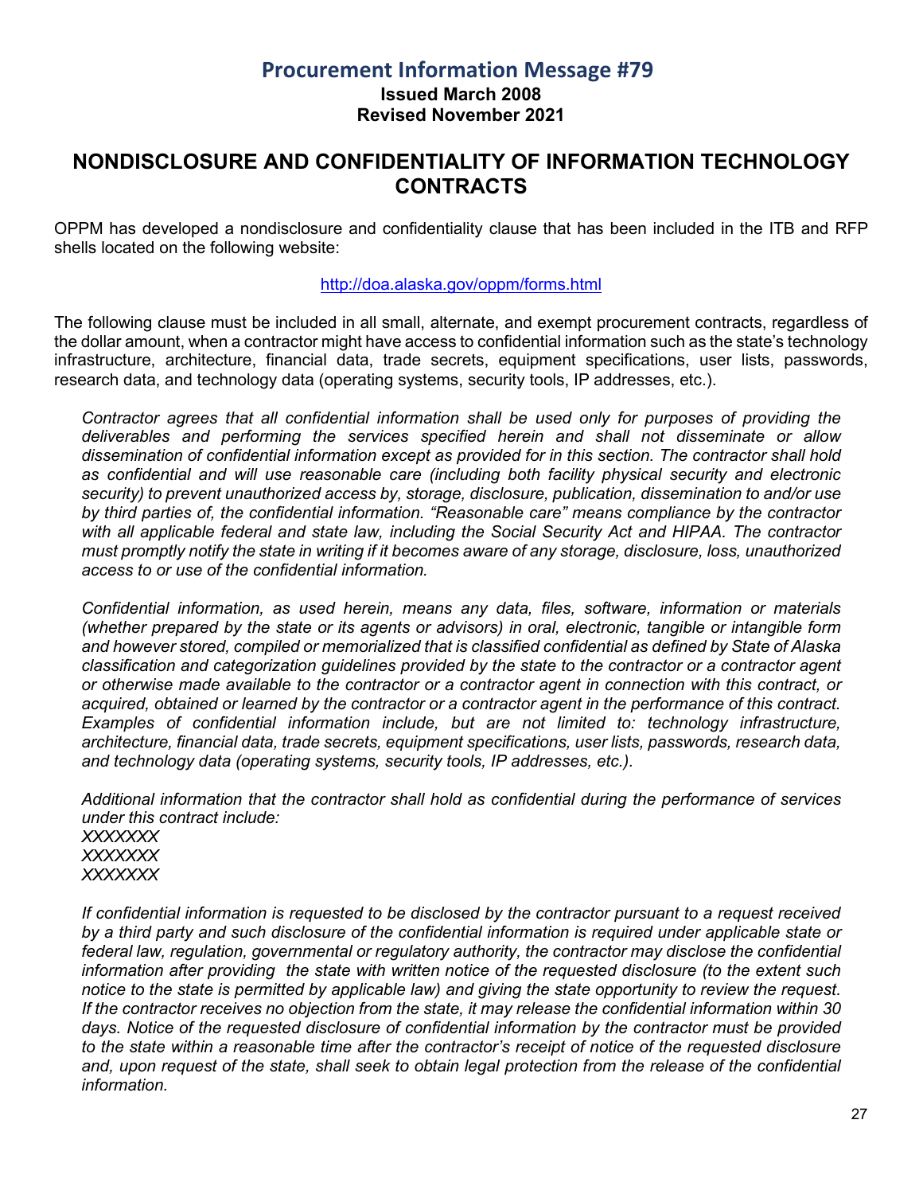# Procurement Information Message #79

**Issued March 2008**
**Revised November 2021**

## NONDISCLOSURE AND CONFIDENTIALITY OF INFORMATION TECHNOLOGY CONTRACTS

OPPM has developed a nondisclosure and confidentiality clause that has been included in the ITB and RFP shells located on the following website:

http://doa.alaska.gov/oppm/forms.html

The following clause must be included in all small, alternate, and exempt procurement contracts, regardless of the dollar amount, when a contractor might have access to confidential information such as the state's technology infrastructure, architecture, financial data, trade secrets, equipment specifications, user lists, passwords, research data, and technology data (operating systems, security tools, IP addresses, etc.).

*Contractor agrees that all confidential information shall be used only for purposes of providing the deliverables and performing the services specified herein and shall not disseminate or allow dissemination of confidential information except as provided for in this section. The contractor shall hold as confidential and will use reasonable care (including both facility physical security and electronic security) to prevent unauthorized access by, storage, disclosure, publication, dissemination to and/or use by third parties of, the confidential information. "Reasonable care" means compliance by the contractor with all applicable federal and state law, including the Social Security Act and HIPAA. The contractor must promptly notify the state in writing if it becomes aware of any storage, disclosure, loss, unauthorized access to or use of the confidential information.*

*Confidential information, as used herein, means any data, files, software, information or materials (whether prepared by the state or its agents or advisors) in oral, electronic, tangible or intangible form and however stored, compiled or memorialized that is classified confidential as defined by State of Alaska classification and categorization guidelines provided by the state to the contractor or a contractor agent or otherwise made available to the contractor or a contractor agent in connection with this contract, or acquired, obtained or learned by the contractor or a contractor agent in the performance of this contract. Examples of confidential information include, but are not limited to: technology infrastructure, architecture, financial data, trade secrets, equipment specifications, user lists, passwords, research data, and technology data (operating systems, security tools, IP addresses, etc.).*

*Additional information that the contractor shall hold as confidential during the performance of services under this contract include:*
*XXXXXXX*
*XXXXXXX*
*XXXXXXX*

*If confidential information is requested to be disclosed by the contractor pursuant to a request received by a third party and such disclosure of the confidential information is required under applicable state or federal law, regulation, governmental or regulatory authority, the contractor may disclose the confidential information after providing the state with written notice of the requested disclosure (to the extent such notice to the state is permitted by applicable law) and giving the state opportunity to review the request. If the contractor receives no objection from the state, it may release the confidential information within 30 days. Notice of the requested disclosure of confidential information by the contractor must be provided to the state within a reasonable time after the contractor's receipt of notice of the requested disclosure and, upon request of the state, shall seek to obtain legal protection from the release of the confidential information.*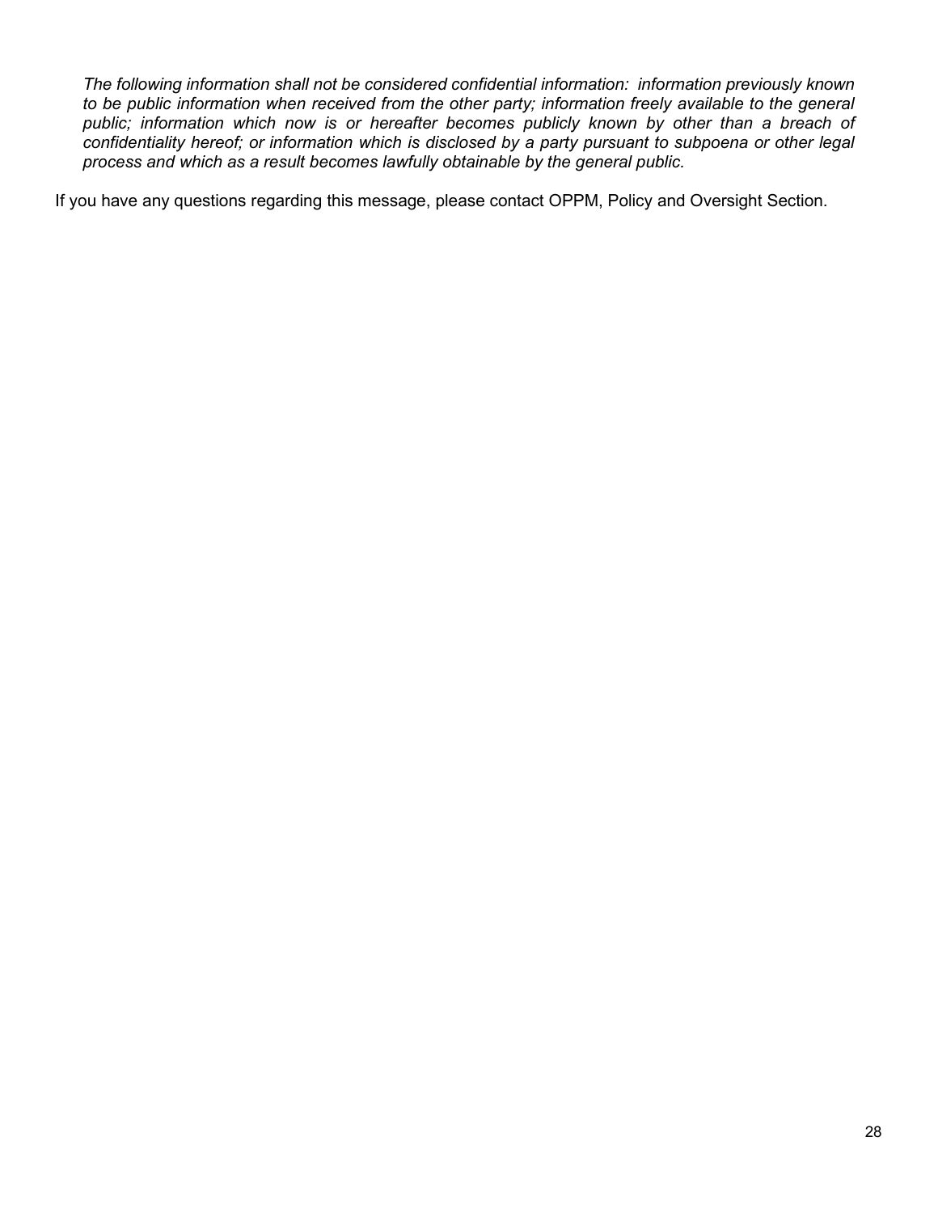> *The following information shall not be considered confidential information: information previously known to be public information when received from the other party; information freely available to the general public; information which now is or hereafter becomes publicly known by other than a breach of confidentiality hereof; or information which is disclosed by a party pursuant to subpoena or other legal process and which as a result becomes lawfully obtainable by the general public.*

If you have any questions regarding this message, please contact OPPM, Policy and Oversight Section.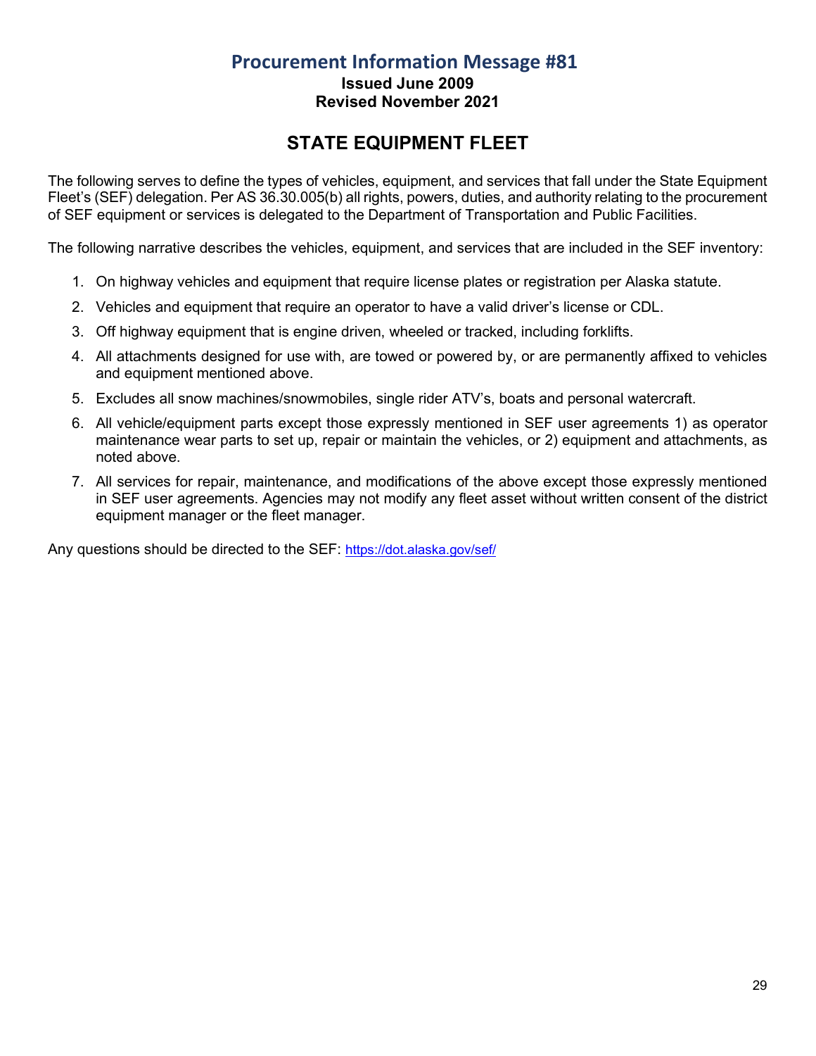## Procurement Information Message #81

**Issued June 2009**
**Revised November 2021**

# STATE EQUIPMENT FLEET

The following serves to define the types of vehicles, equipment, and services that fall under the State Equipment Fleet's (SEF) delegation. Per AS 36.30.005(b) all rights, powers, duties, and authority relating to the procurement of SEF equipment or services is delegated to the Department of Transportation and Public Facilities.

The following narrative describes the vehicles, equipment, and services that are included in the SEF inventory:

1. On highway vehicles and equipment that require license plates or registration per Alaska statute.
2. Vehicles and equipment that require an operator to have a valid driver's license or CDL.
3. Off highway equipment that is engine driven, wheeled or tracked, including forklifts.
4. All attachments designed for use with, are towed or powered by, or are permanently affixed to vehicles and equipment mentioned above.
5. Excludes all snow machines/snowmobiles, single rider ATV's, boats and personal watercraft.
6. All vehicle/equipment parts except those expressly mentioned in SEF user agreements 1) as operator maintenance wear parts to set up, repair or maintain the vehicles, or 2) equipment and attachments, as noted above.
7. All services for repair, maintenance, and modifications of the above except those expressly mentioned in SEF user agreements. Agencies may not modify any fleet asset without written consent of the district equipment manager or the fleet manager.

Any questions should be directed to the SEF: https://dot.alaska.gov/sef/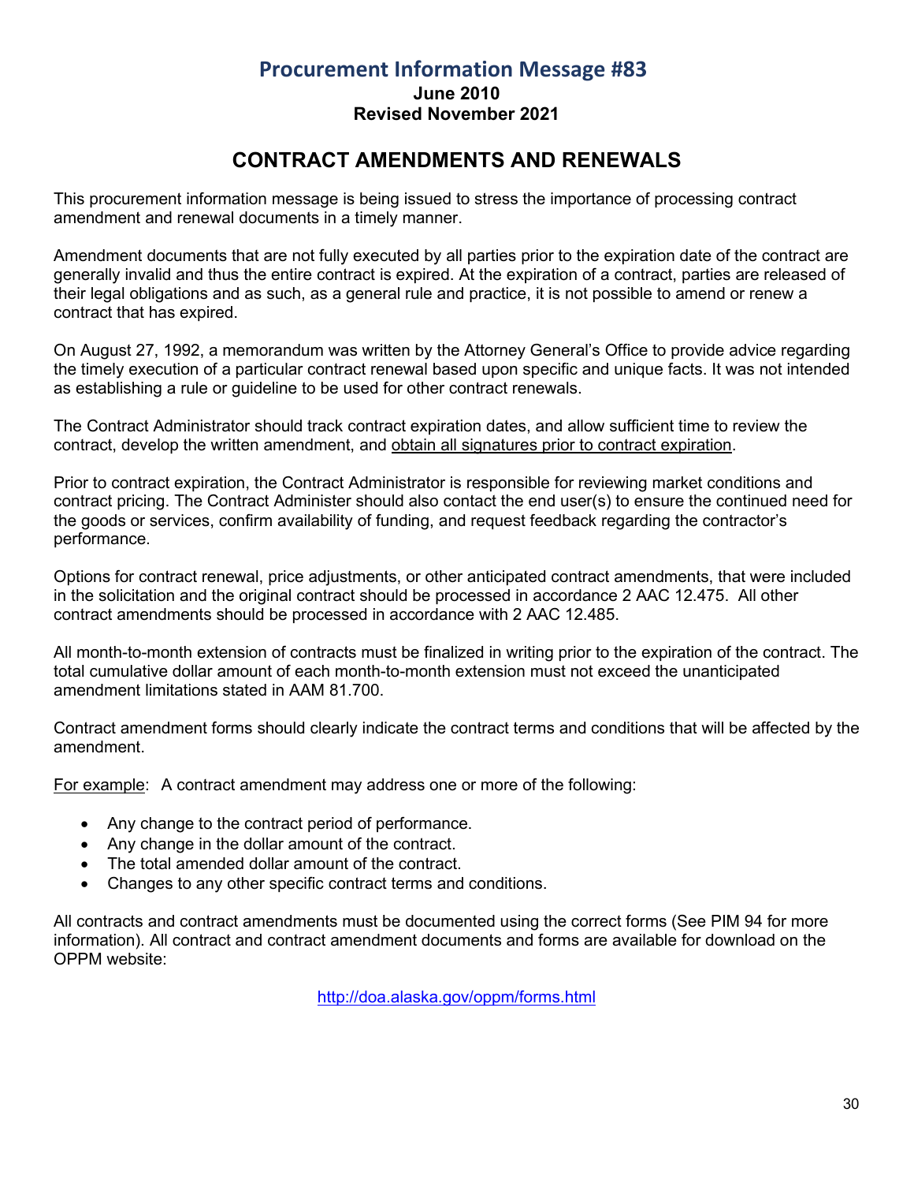# Procurement Information Message #83

**June 2010**
**Revised November 2021**

## CONTRACT AMENDMENTS AND RENEWALS

This procurement information message is being issued to stress the importance of processing contract amendment and renewal documents in a timely manner.

Amendment documents that are not fully executed by all parties prior to the expiration date of the contract are generally invalid and thus the entire contract is expired. At the expiration of a contract, parties are released of their legal obligations and as such, as a general rule and practice, it is not possible to amend or renew a contract that has expired.

On August 27, 1992, a memorandum was written by the Attorney General's Office to provide advice regarding the timely execution of a particular contract renewal based upon specific and unique facts. It was not intended as establishing a rule or guideline to be used for other contract renewals.

The Contract Administrator should track contract expiration dates, and allow sufficient time to review the contract, develop the written amendment, and <u>obtain all signatures prior to contract expiration</u>.

Prior to contract expiration, the Contract Administrator is responsible for reviewing market conditions and contract pricing. The Contract Administer should also contact the end user(s) to ensure the continued need for the goods or services, confirm availability of funding, and request feedback regarding the contractor's performance.

Options for contract renewal, price adjustments, or other anticipated contract amendments, that were included in the solicitation and the original contract should be processed in accordance 2 AAC 12.475. All other contract amendments should be processed in accordance with 2 AAC 12.485.

All month-to-month extension of contracts must be finalized in writing prior to the expiration of the contract. The total cumulative dollar amount of each month-to-month extension must not exceed the unanticipated amendment limitations stated in AAM 81.700.

Contract amendment forms should clearly indicate the contract terms and conditions that will be affected by the amendment.

<u>For example</u>: A contract amendment may address one or more of the following:

- Any change to the contract period of performance.
- Any change in the dollar amount of the contract.
- The total amended dollar amount of the contract.
- Changes to any other specific contract terms and conditions.

All contracts and contract amendments must be documented using the correct forms (See PIM 94 for more information). All contract and contract amendment documents and forms are available for download on the OPPM website:

http://doa.alaska.gov/oppm/forms.html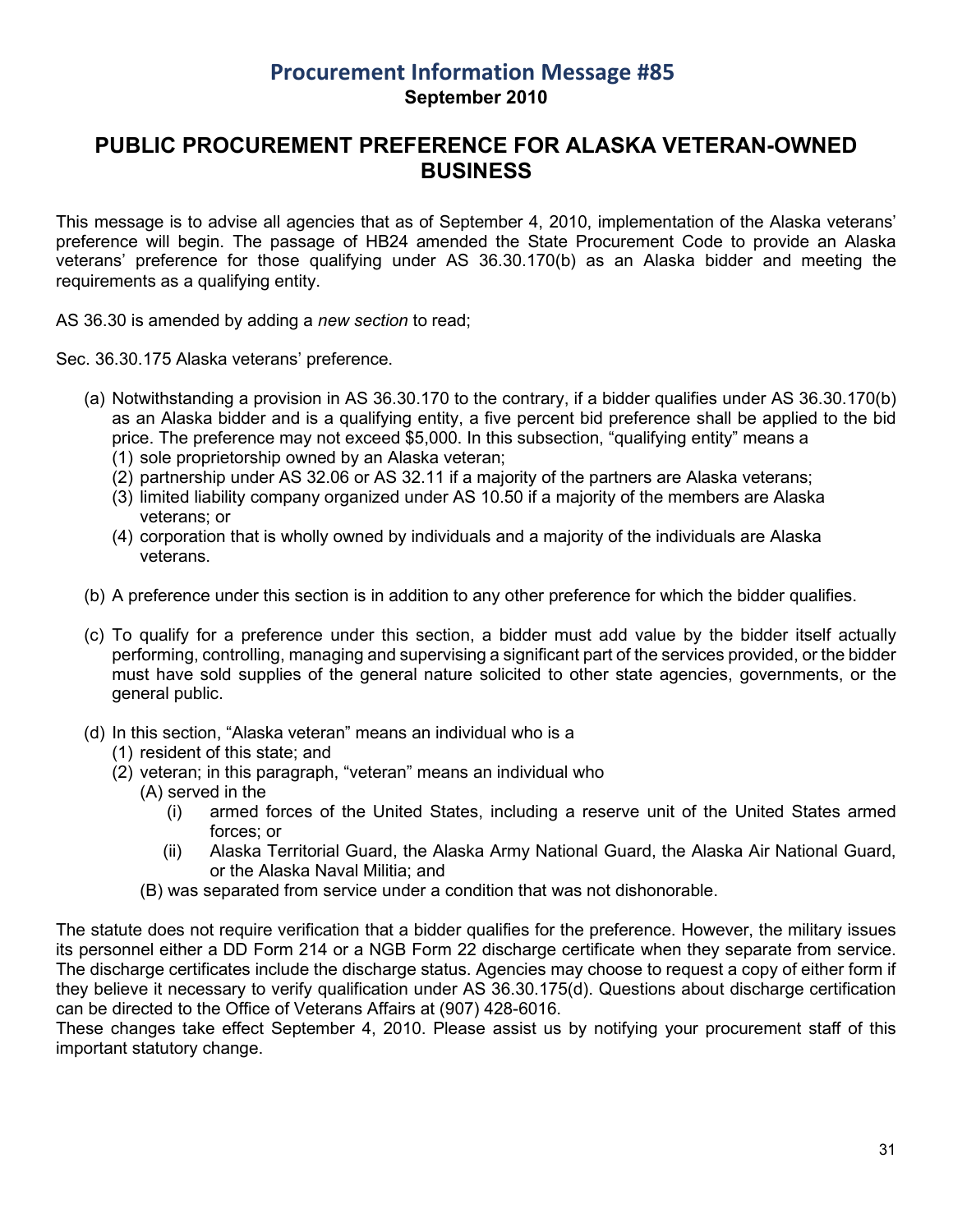# Procurement Information Message #85

**September 2010**

## PUBLIC PROCUREMENT PREFERENCE FOR ALASKA VETERAN-OWNED BUSINESS

This message is to advise all agencies that as of September 4, 2010, implementation of the Alaska veterans' preference will begin. The passage of HB24 amended the State Procurement Code to provide an Alaska veterans' preference for those qualifying under AS 36.30.170(b) as an Alaska bidder and meeting the requirements as a qualifying entity.

AS 36.30 is amended by adding a *new section* to read;

Sec. 36.30.175 Alaska veterans' preference.

(a) Notwithstanding a provision in AS 36.30.170 to the contrary, if a bidder qualifies under AS 36.30.170(b) as an Alaska bidder and is a qualifying entity, a five percent bid preference shall be applied to the bid price. The preference may not exceed $5,000. In this subsection, "qualifying entity" means a
  - (1) sole proprietorship owned by an Alaska veteran;
  - (2) partnership under AS 32.06 or AS 32.11 if a majority of the partners are Alaska veterans;
  - (3) limited liability company organized under AS 10.50 if a majority of the members are Alaska veterans; or
  - (4) corporation that is wholly owned by individuals and a majority of the individuals are Alaska veterans.

(b) A preference under this section is in addition to any other preference for which the bidder qualifies.

(c) To qualify for a preference under this section, a bidder must add value by the bidder itself actually performing, controlling, managing and supervising a significant part of the services provided, or the bidder must have sold supplies of the general nature solicited to other state agencies, governments, or the general public.

(d) In this section, "Alaska veteran" means an individual who is a
  - (1) resident of this state; and
  - (2) veteran; in this paragraph, "veteran" means an individual who
    - (A) served in the
      - (i) armed forces of the United States, including a reserve unit of the United States armed forces; or
      - (ii) Alaska Territorial Guard, the Alaska Army National Guard, the Alaska Air National Guard, or the Alaska Naval Militia; and
    - (B) was separated from service under a condition that was not dishonorable.

The statute does not require verification that a bidder qualifies for the preference. However, the military issues its personnel either a DD Form 214 or a NGB Form 22 discharge certificate when they separate from service. The discharge certificates include the discharge status. Agencies may choose to request a copy of either form if they believe it necessary to verify qualification under AS 36.30.175(d). Questions about discharge certification can be directed to the Office of Veterans Affairs at (907) 428-6016.

These changes take effect September 4, 2010. Please assist us by notifying your procurement staff of this important statutory change.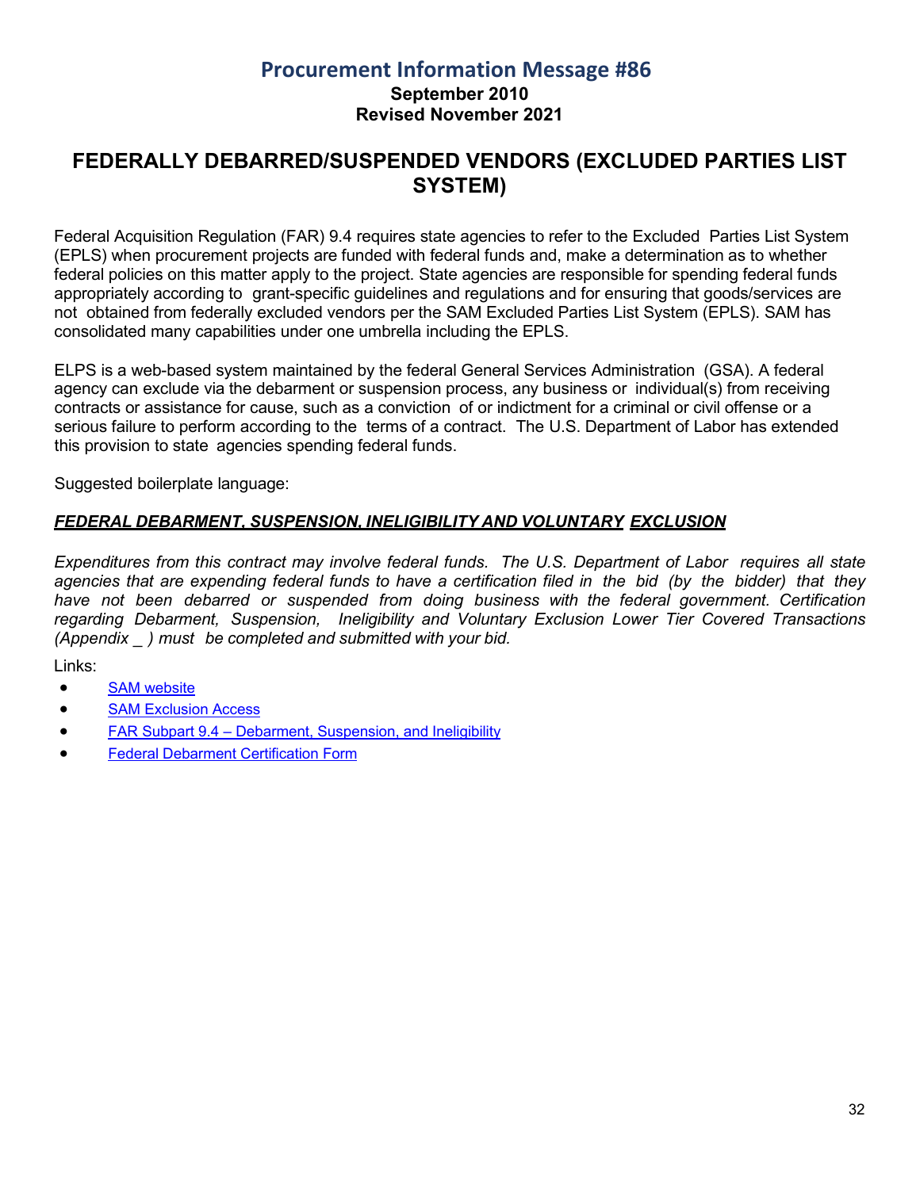# Procurement Information Message #86

**September 2010**
**Revised November 2021**

## FEDERALLY DEBARRED/SUSPENDED VENDORS (EXCLUDED PARTIES LIST SYSTEM)

Federal Acquisition Regulation (FAR) 9.4 requires state agencies to refer to the Excluded Parties List System (EPLS) when procurement projects are funded with federal funds and, make a determination as to whether federal policies on this matter apply to the project. State agencies are responsible for spending federal funds appropriately according to grant-specific guidelines and regulations and for ensuring that goods/services are not obtained from federally excluded vendors per the SAM Excluded Parties List System (EPLS). SAM has consolidated many capabilities under one umbrella including the EPLS.

ELPS is a web-based system maintained by the federal General Services Administration (GSA). A federal agency can exclude via the debarment or suspension process, any business or individual(s) from receiving contracts or assistance for cause, such as a conviction of or indictment for a criminal or civil offense or a serious failure to perform according to the terms of a contract. The U.S. Department of Labor has extended this provision to state agencies spending federal funds.

Suggested boilerplate language:

***FEDERAL DEBARMENT, SUSPENSION, INELIGIBILITY AND VOLUNTARY EXCLUSION***

*Expenditures from this contract may involve federal funds. The U.S. Department of Labor requires all state agencies that are expending federal funds to have a certification filed in the bid (by the bidder) that they have not been debarred or suspended from doing business with the federal government. Certification regarding Debarment, Suspension, Ineligibility and Voluntary Exclusion Lower Tier Covered Transactions (Appendix _ ) must be completed and submitted with your bid.*

Links:

- SAM website
- SAM Exclusion Access
- FAR Subpart 9.4 – Debarment, Suspension, and Ineligibility
- Federal Debarment Certification Form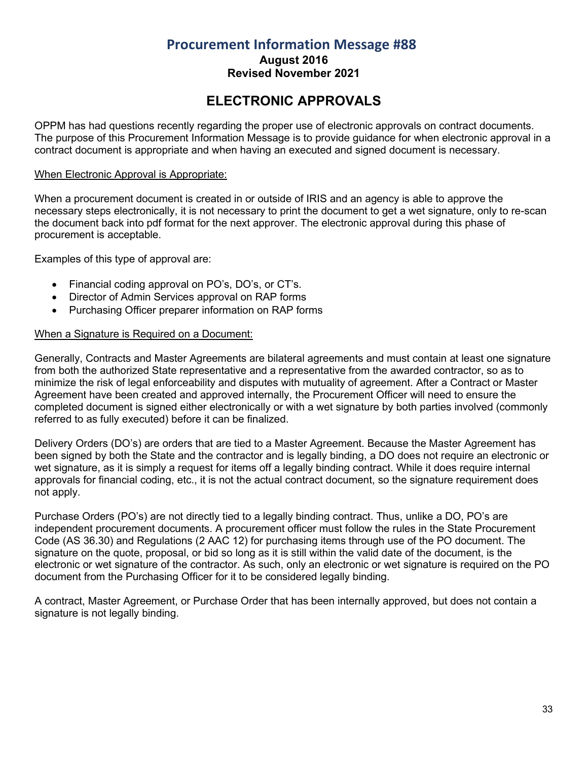# Procurement Information Message #88

**August 2016**
**Revised November 2021**

## ELECTRONIC APPROVALS

OPPM has had questions recently regarding the proper use of electronic approvals on contract documents. The purpose of this Procurement Information Message is to provide guidance for when electronic approval in a contract document is appropriate and when having an executed and signed document is necessary.

<u>When Electronic Approval is Appropriate:</u>

When a procurement document is created in or outside of IRIS and an agency is able to approve the necessary steps electronically, it is not necessary to print the document to get a wet signature, only to re-scan the document back into pdf format for the next approver. The electronic approval during this phase of procurement is acceptable.

Examples of this type of approval are:

- Financial coding approval on PO's, DO's, or CT's.
- Director of Admin Services approval on RAP forms
- Purchasing Officer preparer information on RAP forms

<u>When a Signature is Required on a Document:</u>

Generally, Contracts and Master Agreements are bilateral agreements and must contain at least one signature from both the authorized State representative and a representative from the awarded contractor, so as to minimize the risk of legal enforceability and disputes with mutuality of agreement. After a Contract or Master Agreement have been created and approved internally, the Procurement Officer will need to ensure the completed document is signed either electronically or with a wet signature by both parties involved (commonly referred to as fully executed) before it can be finalized.

Delivery Orders (DO's) are orders that are tied to a Master Agreement. Because the Master Agreement has been signed by both the State and the contractor and is legally binding, a DO does not require an electronic or wet signature, as it is simply a request for items off a legally binding contract. While it does require internal approvals for financial coding, etc., it is not the actual contract document, so the signature requirement does not apply.

Purchase Orders (PO's) are not directly tied to a legally binding contract. Thus, unlike a DO, PO's are independent procurement documents. A procurement officer must follow the rules in the State Procurement Code (AS 36.30) and Regulations (2 AAC 12) for purchasing items through use of the PO document. The signature on the quote, proposal, or bid so long as it is still within the valid date of the document, is the electronic or wet signature of the contractor. As such, only an electronic or wet signature is required on the PO document from the Purchasing Officer for it to be considered legally binding.

A contract, Master Agreement, or Purchase Order that has been internally approved, but does not contain a signature is not legally binding.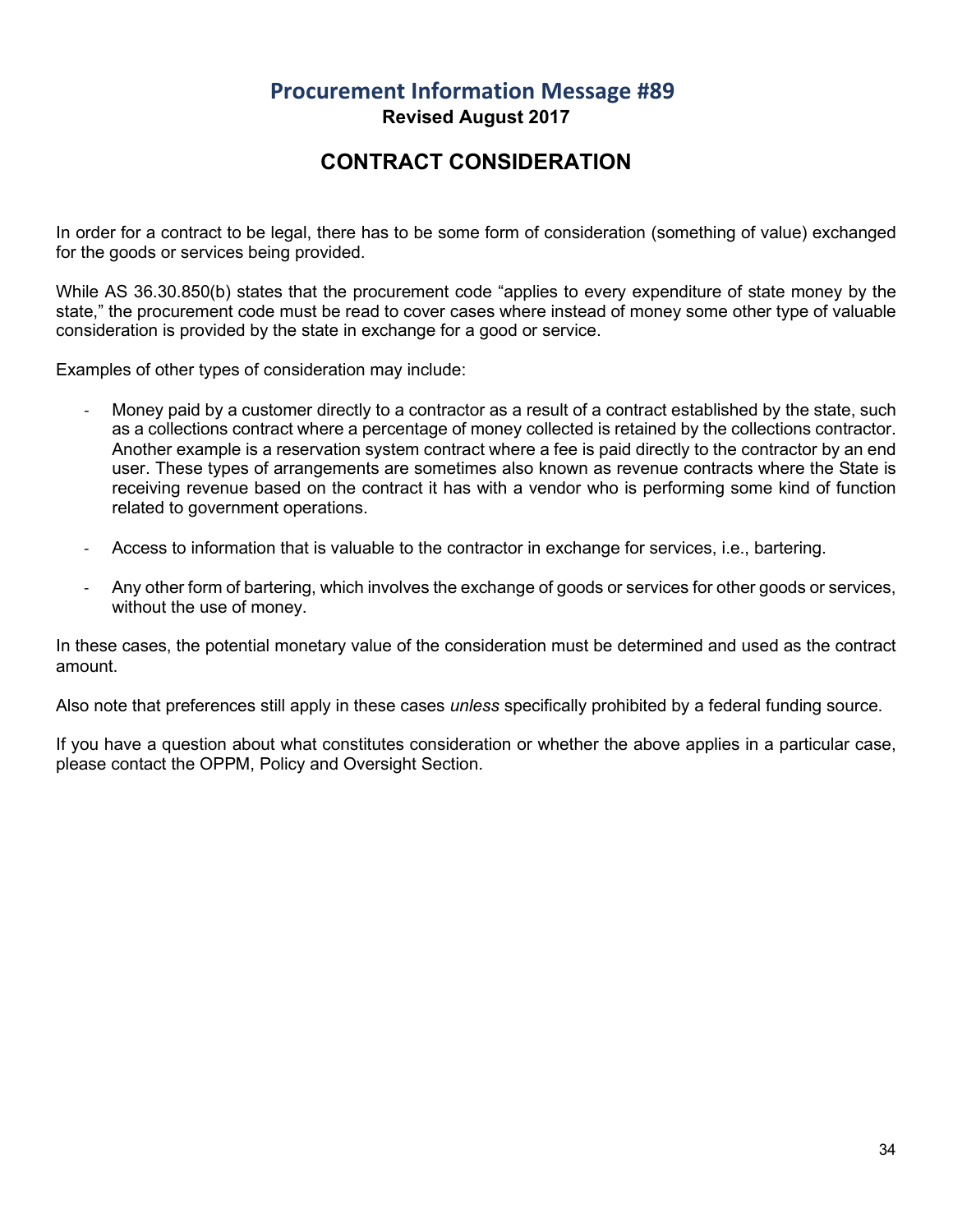## Procurement Information Message #89

**Revised August 2017**

# CONTRACT CONSIDERATION

In order for a contract to be legal, there has to be some form of consideration (something of value) exchanged for the goods or services being provided.

While AS 36.30.850(b) states that the procurement code "applies to every expenditure of state money by the state," the procurement code must be read to cover cases where instead of money some other type of valuable consideration is provided by the state in exchange for a good or service.

Examples of other types of consideration may include:

- Money paid by a customer directly to a contractor as a result of a contract established by the state, such as a collections contract where a percentage of money collected is retained by the collections contractor. Another example is a reservation system contract where a fee is paid directly to the contractor by an end user. These types of arrangements are sometimes also known as revenue contracts where the State is receiving revenue based on the contract it has with a vendor who is performing some kind of function related to government operations.

- Access to information that is valuable to the contractor in exchange for services, i.e., bartering.

- Any other form of bartering, which involves the exchange of goods or services for other goods or services, without the use of money.

In these cases, the potential monetary value of the consideration must be determined and used as the contract amount.

Also note that preferences still apply in these cases *unless* specifically prohibited by a federal funding source.

If you have a question about what constitutes consideration or whether the above applies in a particular case, please contact the OPPM, Policy and Oversight Section.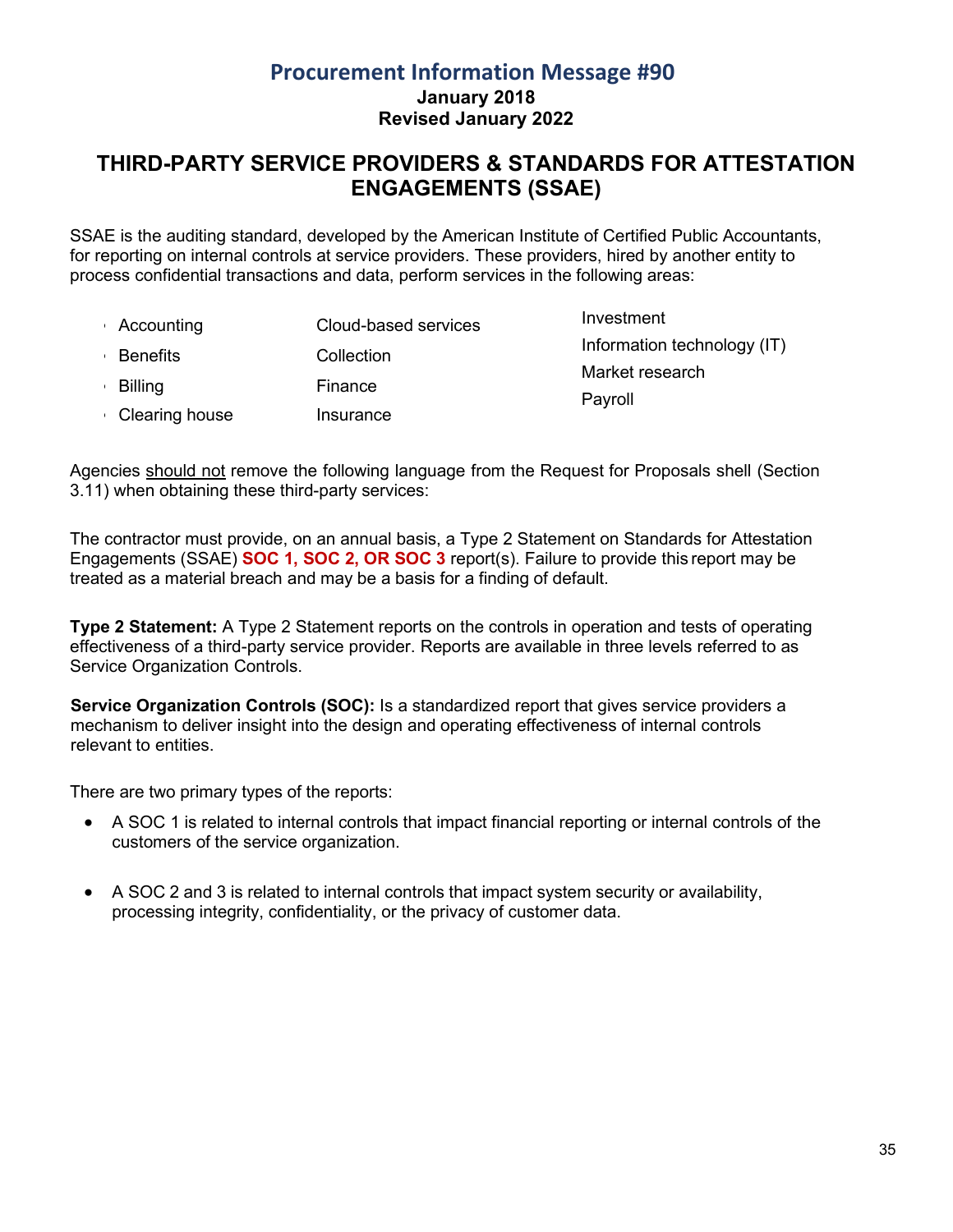# Procurement Information Message #90

**January 2018**
**Revised January 2022**

## THIRD-PARTY SERVICE PROVIDERS & STANDARDS FOR ATTESTATION ENGAGEMENTS (SSAE)

SSAE is the auditing standard, developed by the American Institute of Certified Public Accountants, for reporting on internal controls at service providers. These providers, hired by another entity to process confidential transactions and data, perform services in the following areas:

- Accounting
- Benefits
- Billing
- Clearing house
- Cloud-based services
- Collection
- Finance
- Insurance
- Investment
- Information technology (IT)
- Market research
- Payroll

Agencies should not remove the following language from the Request for Proposals shell (Section 3.11) when obtaining these third-party services:

The contractor must provide, on an annual basis, a Type 2 Statement on Standards for Attestation Engagements (SSAE) **SOC 1, SOC 2, OR SOC 3** report(s). Failure to provide this report may be treated as a material breach and may be a basis for a finding of default.

**Type 2 Statement:** A Type 2 Statement reports on the controls in operation and tests of operating effectiveness of a third-party service provider. Reports are available in three levels referred to as Service Organization Controls.

**Service Organization Controls (SOC):** Is a standardized report that gives service providers a mechanism to deliver insight into the design and operating effectiveness of internal controls relevant to entities.

There are two primary types of the reports:

- A SOC 1 is related to internal controls that impact financial reporting or internal controls of the customers of the service organization.
- A SOC 2 and 3 is related to internal controls that impact system security or availability, processing integrity, confidentiality, or the privacy of customer data.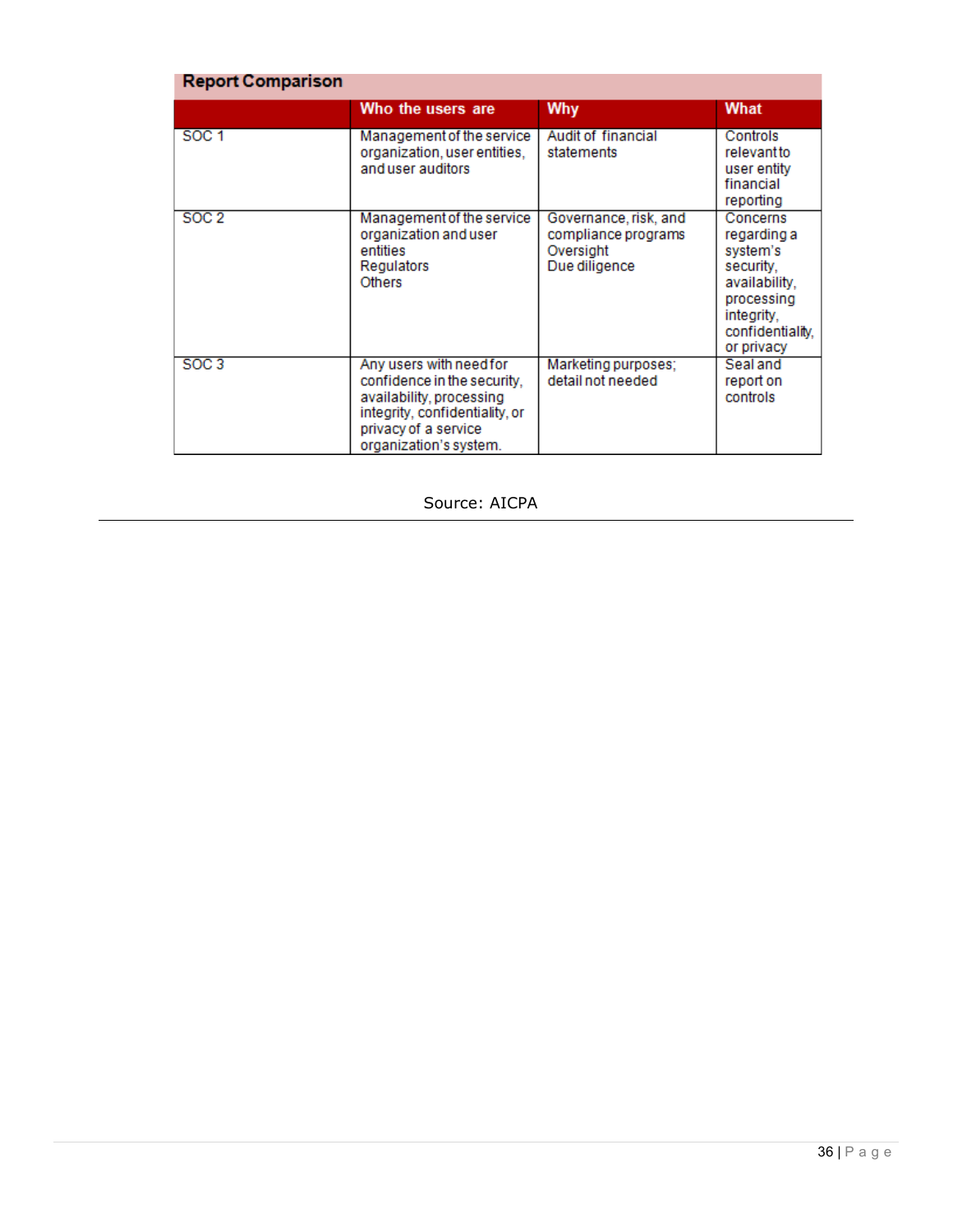**Report Comparison**

| | Who the users are | Why | What |
|---|---|---|---|
| SOC 1 | Management of the service organization, user entities, and user auditors | Audit of financial statements | Controls relevant to user entity financial reporting |
| SOC 2 | Management of the service organization and user entities<br>Regulators<br>Others | Governance, risk, and compliance programs<br>Oversight<br>Due diligence | Concerns regarding a system's security, availability, processing integrity, confidentiality, or privacy |
| SOC 3 | Any users with need for confidence in the security, availability, processing integrity, confidentiality, or privacy of a service organization's system. | Marketing purposes; detail not needed | Seal and report on controls |

Source: AICPA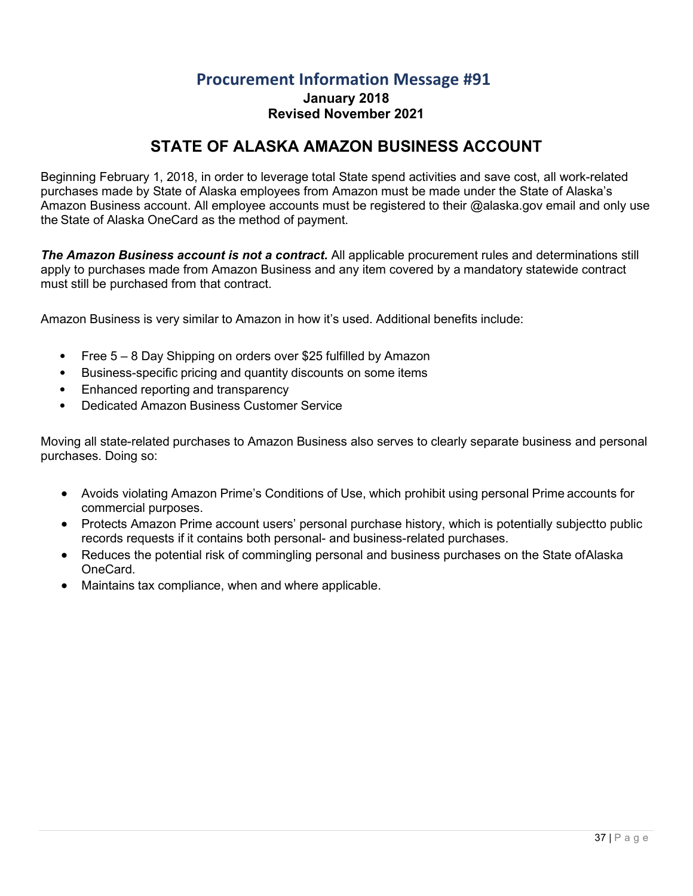# Procurement Information Message #91

**January 2018**
**Revised November 2021**

## STATE OF ALASKA AMAZON BUSINESS ACCOUNT

Beginning February 1, 2018, in order to leverage total State spend activities and save cost, all work-related purchases made by State of Alaska employees from Amazon must be made under the State of Alaska's Amazon Business account. All employee accounts must be registered to their @alaska.gov email and only use the State of Alaska OneCard as the method of payment.

***The Amazon Business account is not a contract.*** All applicable procurement rules and determinations still apply to purchases made from Amazon Business and any item covered by a mandatory statewide contract must still be purchased from that contract.

Amazon Business is very similar to Amazon in how it's used. Additional benefits include:

- Free 5 – 8 Day Shipping on orders over $25 fulfilled by Amazon
- Business-specific pricing and quantity discounts on some items
- Enhanced reporting and transparency
- Dedicated Amazon Business Customer Service

Moving all state-related purchases to Amazon Business also serves to clearly separate business and personal purchases. Doing so:

- Avoids violating Amazon Prime's Conditions of Use, which prohibit using personal Prime accounts for commercial purposes.
- Protects Amazon Prime account users' personal purchase history, which is potentially subjectto public records requests if it contains both personal- and business-related purchases.
- Reduces the potential risk of commingling personal and business purchases on the State ofAlaska OneCard.
- Maintains tax compliance, when and where applicable.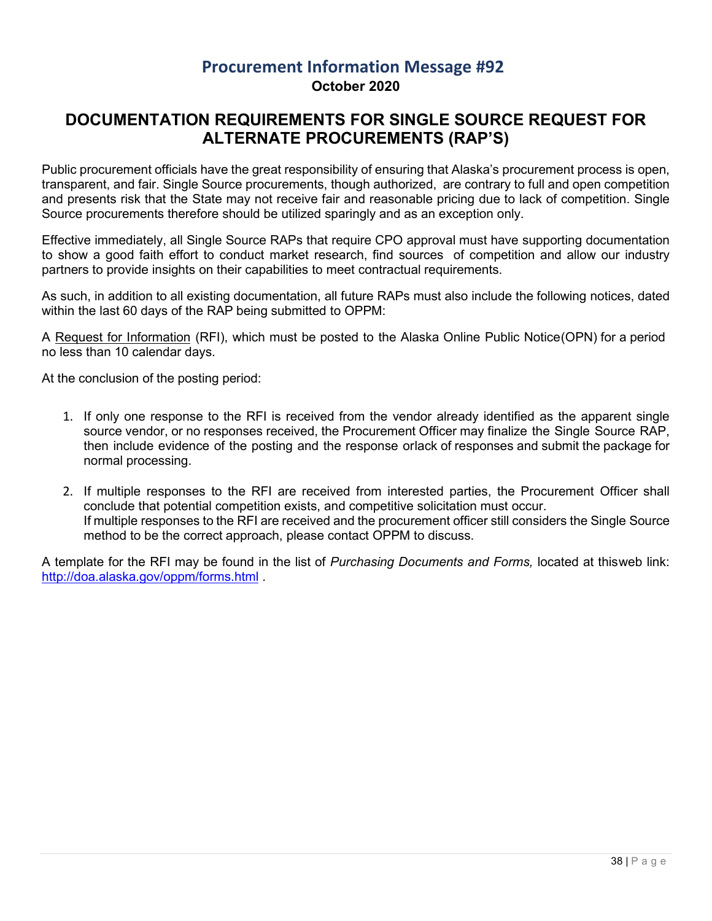# Procurement Information Message #92

**October 2020**

## DOCUMENTATION REQUIREMENTS FOR SINGLE SOURCE REQUEST FOR ALTERNATE PROCUREMENTS (RAP'S)

Public procurement officials have the great responsibility of ensuring that Alaska's procurement process is open, transparent, and fair. Single Source procurements, though authorized, are contrary to full and open competition and presents risk that the State may not receive fair and reasonable pricing due to lack of competition. Single Source procurements therefore should be utilized sparingly and as an exception only.

Effective immediately, all Single Source RAPs that require CPO approval must have supporting documentation to show a good faith effort to conduct market research, find sources of competition and allow our industry partners to provide insights on their capabilities to meet contractual requirements.

As such, in addition to all existing documentation, all future RAPs must also include the following notices, dated within the last 60 days of the RAP being submitted to OPPM:

A <u>Request for Information</u> (RFI), which must be posted to the Alaska Online Public Notice(OPN) for a period no less than 10 calendar days.

At the conclusion of the posting period:

1. If only one response to the RFI is received from the vendor already identified as the apparent single source vendor, or no responses received, the Procurement Officer may finalize the Single Source RAP, then include evidence of the posting and the response orlack of responses and submit the package for normal processing.
2. If multiple responses to the RFI are received from interested parties, the Procurement Officer shall conclude that potential competition exists, and competitive solicitation must occur.
   If multiple responses to the RFI are received and the procurement officer still considers the Single Source method to be the correct approach, please contact OPPM to discuss.

A template for the RFI may be found in the list of *Purchasing Documents and Forms,* located at thisweb link: http://doa.alaska.gov/oppm/forms.html .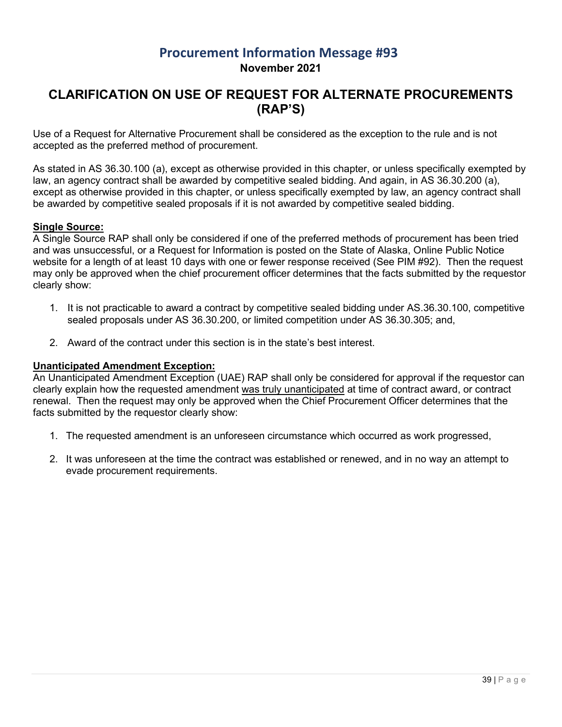# Procurement Information Message #93

**November 2021**

## CLARIFICATION ON USE OF REQUEST FOR ALTERNATE PROCUREMENTS (RAP'S)

Use of a Request for Alternative Procurement shall be considered as the exception to the rule and is not accepted as the preferred method of procurement.

As stated in AS 36.30.100 (a), except as otherwise provided in this chapter, or unless specifically exempted by law, an agency contract shall be awarded by competitive sealed bidding. And again, in AS 36.30.200 (a), except as otherwise provided in this chapter, or unless specifically exempted by law, an agency contract shall be awarded by competitive sealed proposals if it is not awarded by competitive sealed bidding.

**Single Source:**

A Single Source RAP shall only be considered if one of the preferred methods of procurement has been tried and was unsuccessful, or a Request for Information is posted on the State of Alaska, Online Public Notice website for a length of at least 10 days with one or fewer response received (See PIM #92). Then the request may only be approved when the chief procurement officer determines that the facts submitted by the requestor clearly show:

1. It is not practicable to award a contract by competitive sealed bidding under AS.36.30.100, competitive sealed proposals under AS 36.30.200, or limited competition under AS 36.30.305; and,
2. Award of the contract under this section is in the state's best interest.

**Unanticipated Amendment Exception:**

An Unanticipated Amendment Exception (UAE) RAP shall only be considered for approval if the requestor can clearly explain how the requested amendment was truly unanticipated at time of contract award, or contract renewal. Then the request may only be approved when the Chief Procurement Officer determines that the facts submitted by the requestor clearly show:

1. The requested amendment is an unforeseen circumstance which occurred as work progressed,
2. It was unforeseen at the time the contract was established or renewed, and in no way an attempt to evade procurement requirements.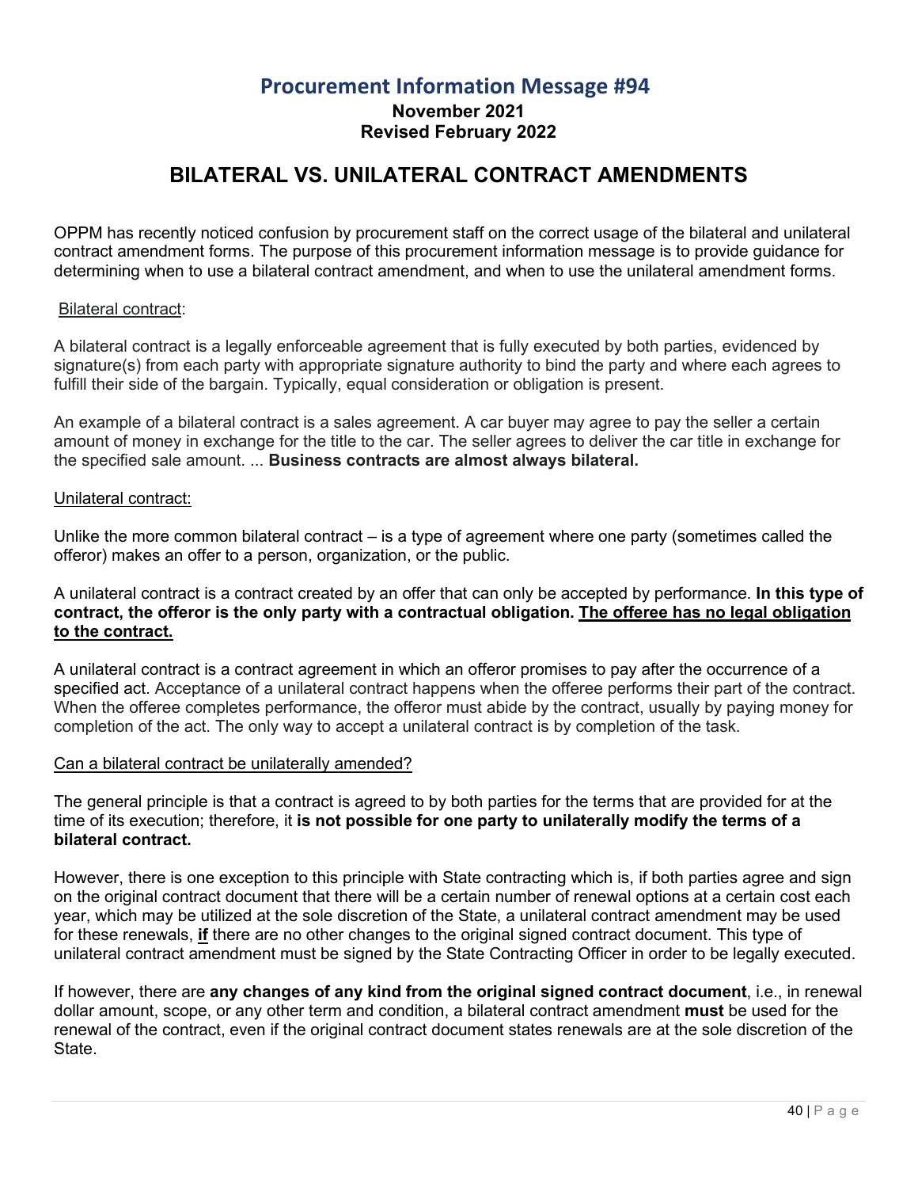# Procurement Information Message #94

**November 2021**
**Revised February 2022**

## BILATERAL VS. UNILATERAL CONTRACT AMENDMENTS

OPPM has recently noticed confusion by procurement staff on the correct usage of the bilateral and unilateral contract amendment forms. The purpose of this procurement information message is to provide guidance for determining when to use a bilateral contract amendment, and when to use the unilateral amendment forms.

<u>Bilateral contract</u>:

A bilateral contract is a legally enforceable agreement that is fully executed by both parties, evidenced by signature(s) from each party with appropriate signature authority to bind the party and where each agrees to fulfill their side of the bargain. Typically, equal consideration or obligation is present.

An example of a bilateral contract is a sales agreement. A car buyer may agree to pay the seller a certain amount of money in exchange for the title to the car. The seller agrees to deliver the car title in exchange for the specified sale amount. ... **Business contracts are almost always bilateral.**

<u>Unilateral contract:</u>

Unlike the more common bilateral contract – is a type of agreement where one party (sometimes called the offeror) makes an offer to a person, organization, or the public.

A unilateral contract is a contract created by an offer that can only be accepted by performance. **In this type of contract, the offeror is the only party with a contractual obligation. <u>The offeree has no legal obligation to the contract.</u>**

A unilateral contract is a contract agreement in which an offeror promises to pay after the occurrence of a specified act. Acceptance of a unilateral contract happens when the offeree performs their part of the contract. When the offeree completes performance, the offeror must abide by the contract, usually by paying money for completion of the act. The only way to accept a unilateral contract is by completion of the task.

<u>Can a bilateral contract be unilaterally amended?</u>

The general principle is that a contract is agreed to by both parties for the terms that are provided for at the time of its execution; therefore, it **is not possible for one party to unilaterally modify the terms of a bilateral contract.**

However, there is one exception to this principle with State contracting which is, if both parties agree and sign on the original contract document that there will be a certain number of renewal options at a certain cost each year, which may be utilized at the sole discretion of the State, a unilateral contract amendment may be used for these renewals, <u>**if**</u> there are no other changes to the original signed contract document. This type of unilateral contract amendment must be signed by the State Contracting Officer in order to be legally executed.

If however, there are **any changes of any kind from the original signed contract document**, i.e., in renewal dollar amount, scope, or any other term and condition, a bilateral contract amendment **must** be used for the renewal of the contract, even if the original contract document states renewals are at the sole discretion of the State.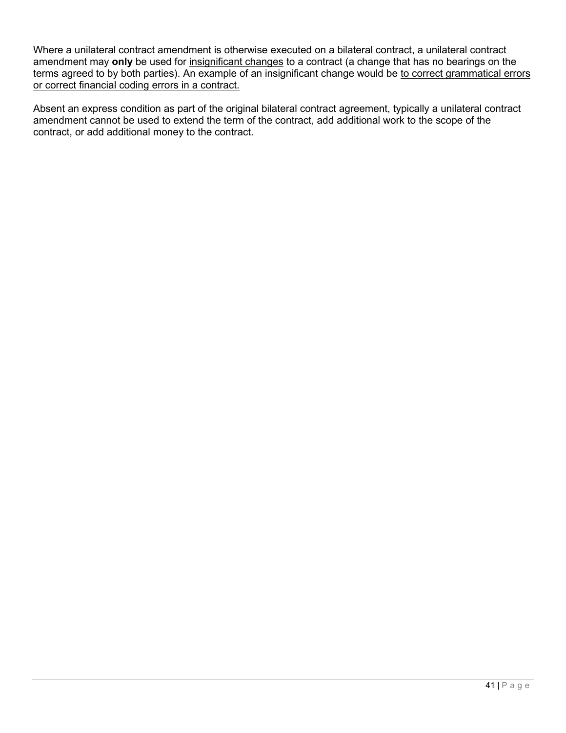Where a unilateral contract amendment is otherwise executed on a bilateral contract, a unilateral contract amendment may **only** be used for <u>insignificant changes</u> to a contract (a change that has no bearings on the terms agreed to by both parties). An example of an insignificant change would be <u>to correct grammatical errors or correct financial coding errors in a contract.</u>

Absent an express condition as part of the original bilateral contract agreement, typically a unilateral contract amendment cannot be used to extend the term of the contract, add additional work to the scope of the contract, or add additional money to the contract.